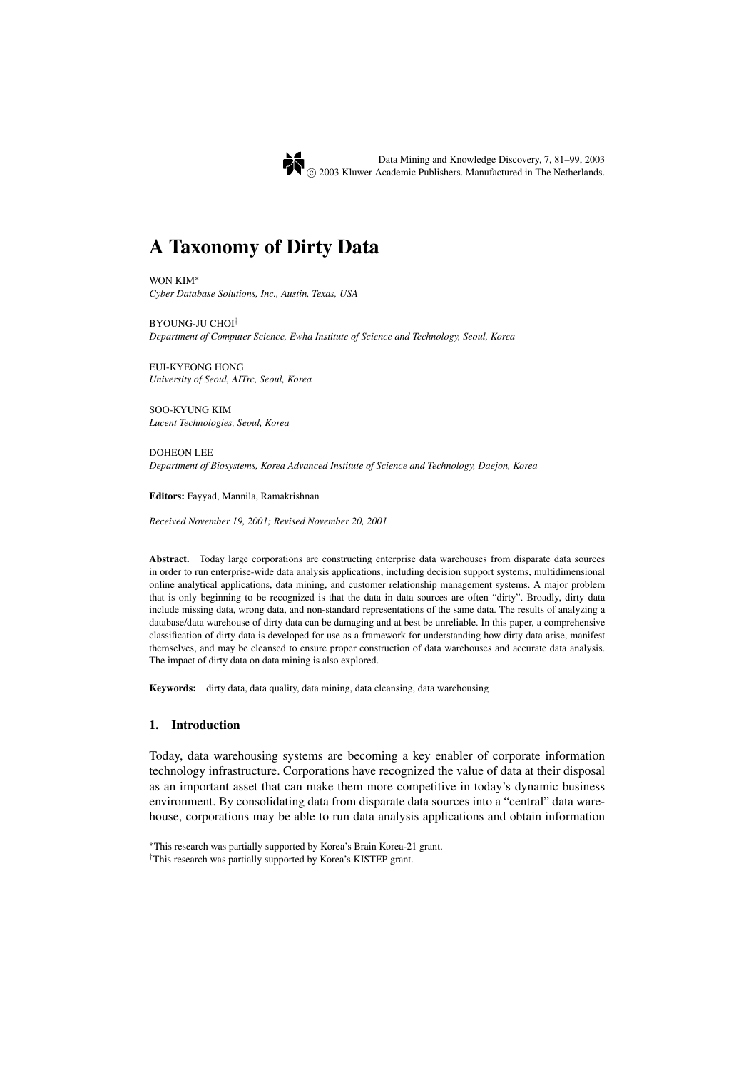# A Taxonomy of Dirty Data

WON KIM*
*Cyber Database Solutions, Inc., Austin, Texas, USA*

BYOUNG-JU CHOI†
*Department of Computer Science, Ewha Institute of Science and Technology, Seoul, Korea*

EUI-KYEONG HONG
*University of Seoul, AITrc, Seoul, Korea*

SOO-KYUNG KIM
*Lucent Technologies, Seoul, Korea*

DOHEON LEE
*Department of Biosystems, Korea Advanced Institute of Science and Technology, Daejon, Korea*

**Editors:** Fayyad, Mannila, Ramakrishnan

*Received November 19, 2001; Revised November 20, 2001*

**Abstract.** Today large corporations are constructing enterprise data warehouses from disparate data sources in order to run enterprise-wide data analysis applications, including decision support systems, multidimensional online analytical applications, data mining, and customer relationship management systems. A major problem that is only beginning to be recognized is that the data in data sources are often "dirty". Broadly, dirty data include missing data, wrong data, and non-standard representations of the same data. The results of analyzing a database/data warehouse of dirty data can be damaging and at best be unreliable. In this paper, a comprehensive classification of dirty data is developed for use as a framework for understanding how dirty data arise, manifest themselves, and may be cleansed to ensure proper construction of data warehouses and accurate data analysis. The impact of dirty data on data mining is also explored.

**Keywords:** dirty data, data quality, data mining, data cleansing, data warehousing

## 1. Introduction

Today, data warehousing systems are becoming a key enabler of corporate information technology infrastructure. Corporations have recognized the value of data at their disposal as an important asset that can make them more competitive in today's dynamic business environment. By consolidating data from disparate data sources into a "central" data warehouse, corporations may be able to run data analysis applications and obtain information

*This research was partially supported by Korea's Brain Korea-21 grant.
†This research was partially supported by Korea's KISTEP grant.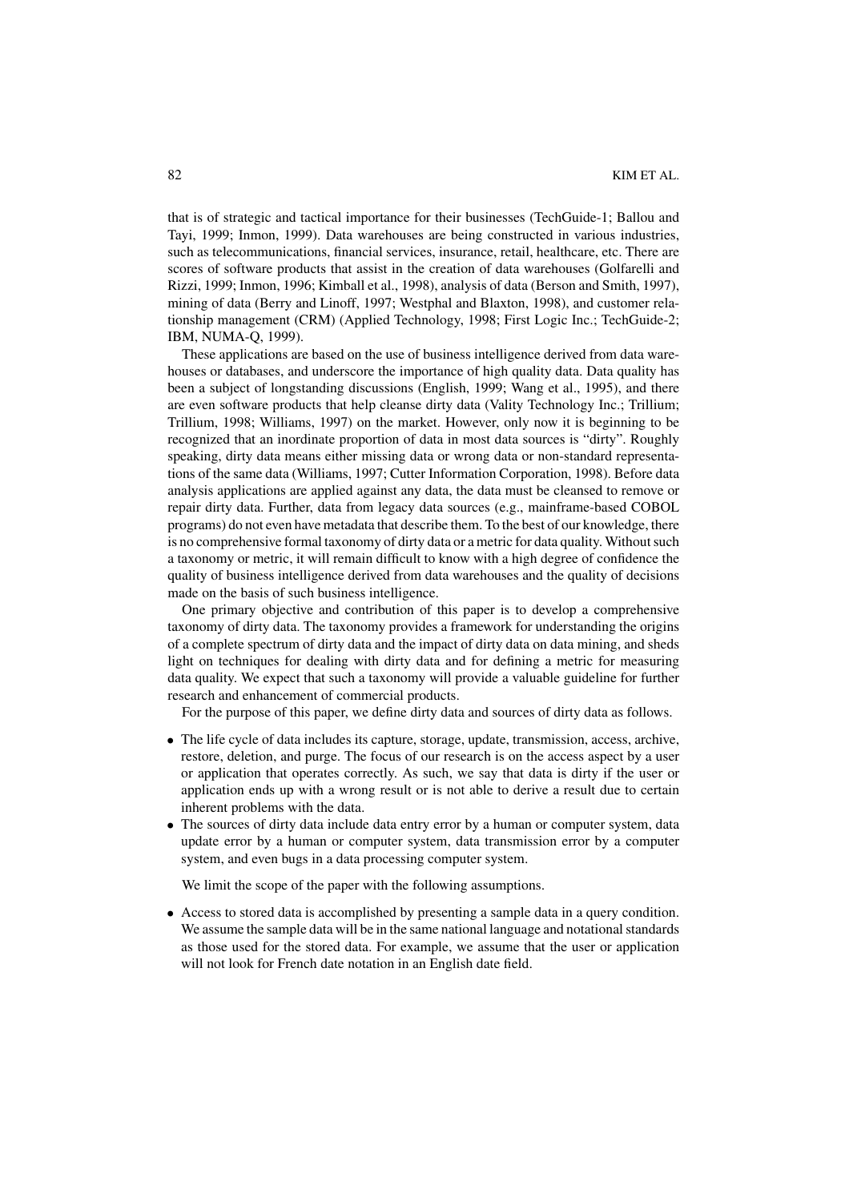that is of strategic and tactical importance for their businesses (TechGuide-1; Ballou and Tayi, 1999; Inmon, 1999). Data warehouses are being constructed in various industries, such as telecommunications, financial services, insurance, retail, healthcare, etc. There are scores of software products that assist in the creation of data warehouses (Golfarelli and Rizzi, 1999; Inmon, 1996; Kimball et al., 1998), analysis of data (Berson and Smith, 1997), mining of data (Berry and Linoff, 1997; Westphal and Blaxton, 1998), and customer relationship management (CRM) (Applied Technology, 1998; First Logic Inc.; TechGuide-2; IBM, NUMA-Q, 1999).

These applications are based on the use of business intelligence derived from data warehouses or databases, and underscore the importance of high quality data. Data quality has been a subject of longstanding discussions (English, 1999; Wang et al., 1995), and there are even software products that help cleanse dirty data (Vality Technology Inc.; Trillium; Trillium, 1998; Williams, 1997) on the market. However, only now it is beginning to be recognized that an inordinate proportion of data in most data sources is "dirty". Roughly speaking, dirty data means either missing data or wrong data or non-standard representations of the same data (Williams, 1997; Cutter Information Corporation, 1998). Before data analysis applications are applied against any data, the data must be cleansed to remove or repair dirty data. Further, data from legacy data sources (e.g., mainframe-based COBOL programs) do not even have metadata that describe them. To the best of our knowledge, there is no comprehensive formal taxonomy of dirty data or a metric for data quality. Without such a taxonomy or metric, it will remain difficult to know with a high degree of confidence the quality of business intelligence derived from data warehouses and the quality of decisions made on the basis of such business intelligence.

One primary objective and contribution of this paper is to develop a comprehensive taxonomy of dirty data. The taxonomy provides a framework for understanding the origins of a complete spectrum of dirty data and the impact of dirty data on data mining, and sheds light on techniques for dealing with dirty data and for defining a metric for measuring data quality. We expect that such a taxonomy will provide a valuable guideline for further research and enhancement of commercial products.

For the purpose of this paper, we define dirty data and sources of dirty data as follows.

- The life cycle of data includes its capture, storage, update, transmission, access, archive, restore, deletion, and purge. The focus of our research is on the access aspect by a user or application that operates correctly. As such, we say that data is dirty if the user or application ends up with a wrong result or is not able to derive a result due to certain inherent problems with the data.
- The sources of dirty data include data entry error by a human or computer system, data update error by a human or computer system, data transmission error by a computer system, and even bugs in a data processing computer system.

We limit the scope of the paper with the following assumptions.

- Access to stored data is accomplished by presenting a sample data in a query condition. We assume the sample data will be in the same national language and notational standards as those used for the stored data. For example, we assume that the user or application will not look for French date notation in an English date field.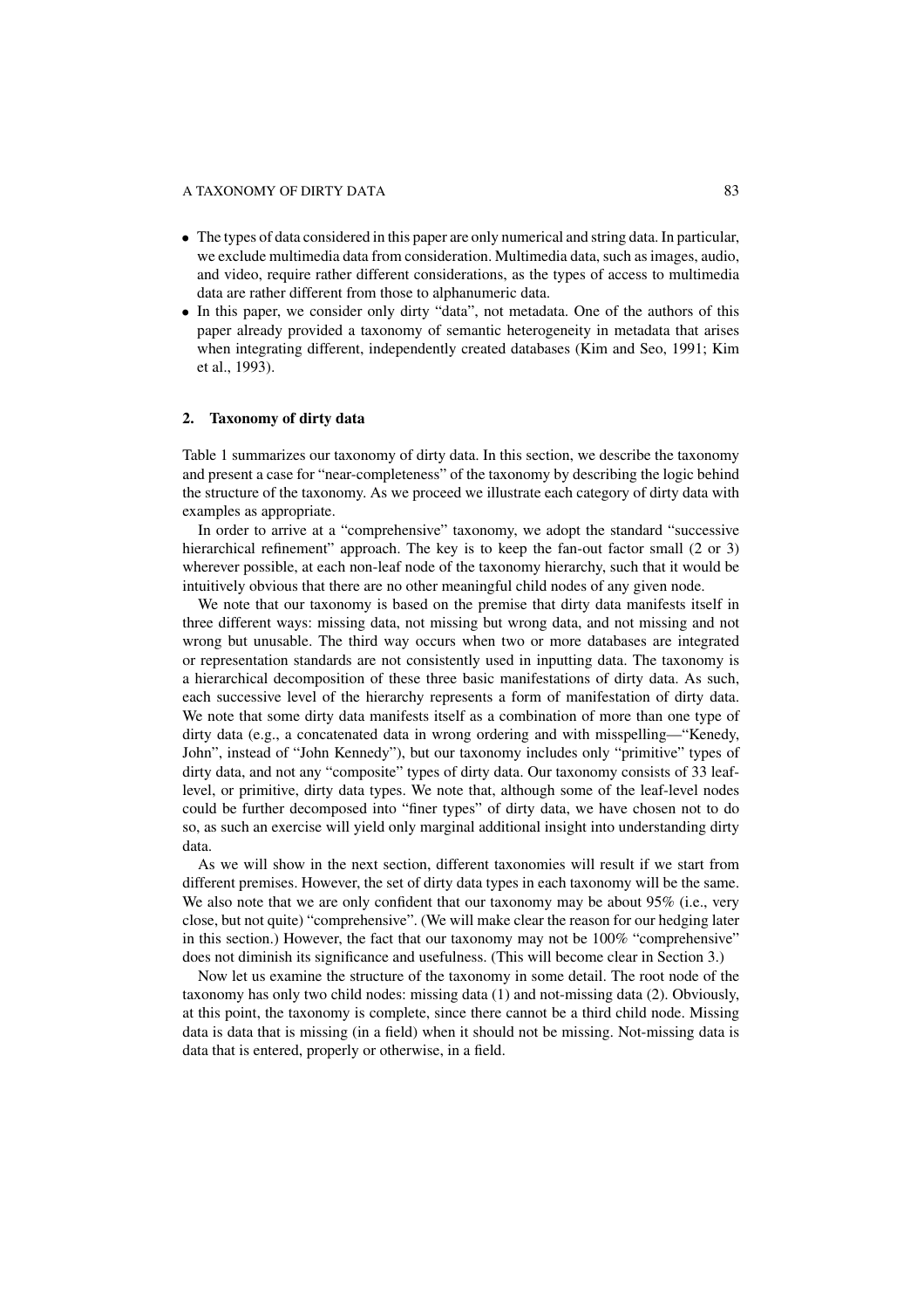- The types of data considered in this paper are only numerical and string data. In particular, we exclude multimedia data from consideration. Multimedia data, such as images, audio, and video, require rather different considerations, as the types of access to multimedia data are rather different from those to alphanumeric data.
- In this paper, we consider only dirty "data", not metadata. One of the authors of this paper already provided a taxonomy of semantic heterogeneity in metadata that arises when integrating different, independently created databases (Kim and Seo, 1991; Kim et al., 1993).

## 2. Taxonomy of dirty data

Table 1 summarizes our taxonomy of dirty data. In this section, we describe the taxonomy and present a case for "near-completeness" of the taxonomy by describing the logic behind the structure of the taxonomy. As we proceed we illustrate each category of dirty data with examples as appropriate.

In order to arrive at a "comprehensive" taxonomy, we adopt the standard "successive hierarchical refinement" approach. The key is to keep the fan-out factor small (2 or 3) wherever possible, at each non-leaf node of the taxonomy hierarchy, such that it would be intuitively obvious that there are no other meaningful child nodes of any given node.

We note that our taxonomy is based on the premise that dirty data manifests itself in three different ways: missing data, not missing but wrong data, and not missing and not wrong but unusable. The third way occurs when two or more databases are integrated or representation standards are not consistently used in inputting data. The taxonomy is a hierarchical decomposition of these three basic manifestations of dirty data. As such, each successive level of the hierarchy represents a form of manifestation of dirty data. We note that some dirty data manifests itself as a combination of more than one type of dirty data (e.g., a concatenated data in wrong ordering and with misspelling—"Kenedy, John", instead of "John Kennedy"), but our taxonomy includes only "primitive" types of dirty data, and not any "composite" types of dirty data. Our taxonomy consists of 33 leaf-level, or primitive, dirty data types. We note that, although some of the leaf-level nodes could be further decomposed into "finer types" of dirty data, we have chosen not to do so, as such an exercise will yield only marginal additional insight into understanding dirty data.

As we will show in the next section, different taxonomies will result if we start from different premises. However, the set of dirty data types in each taxonomy will be the same. We also note that we are only confident that our taxonomy may be about 95% (i.e., very close, but not quite) "comprehensive". (We will make clear the reason for our hedging later in this section.) However, the fact that our taxonomy may not be 100% "comprehensive" does not diminish its significance and usefulness. (This will become clear in Section 3.)

Now let us examine the structure of the taxonomy in some detail. The root node of the taxonomy has only two child nodes: missing data (1) and not-missing data (2). Obviously, at this point, the taxonomy is complete, since there cannot be a third child node. Missing data is data that is missing (in a field) when it should not be missing. Not-missing data is data that is entered, properly or otherwise, in a field.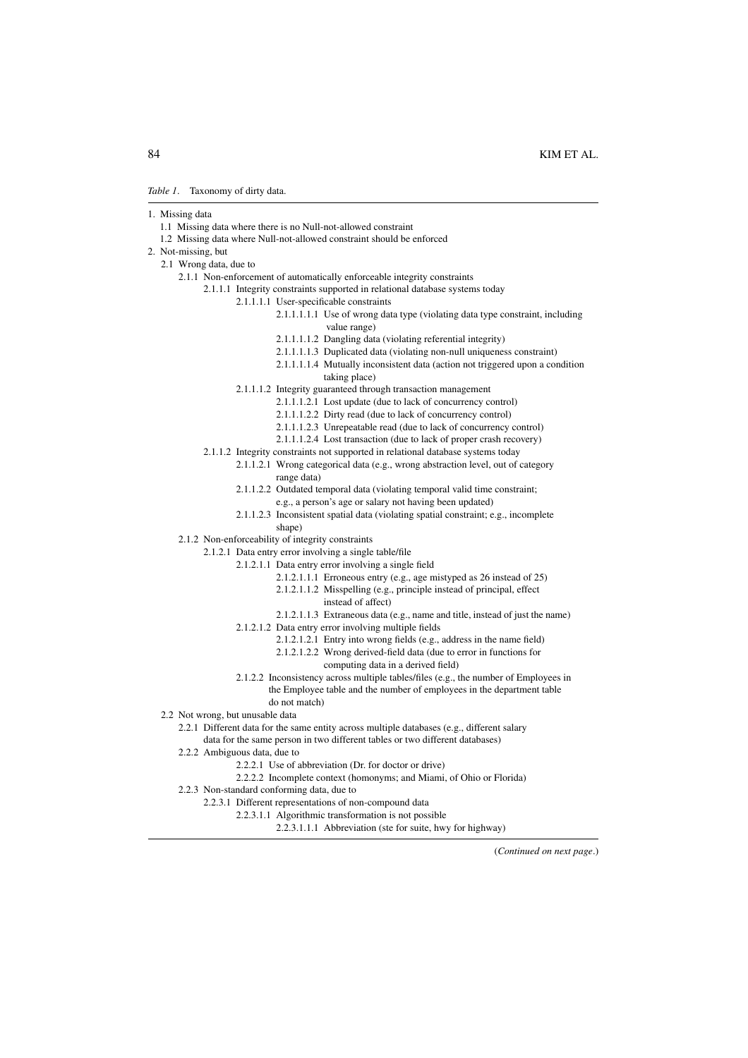*Table 1*. Taxonomy of dirty data.

- 1. Missing data
  - 1.1 Missing data where there is no Null-not-allowed constraint
  - 1.2 Missing data where Null-not-allowed constraint should be enforced
- 2. Not-missing, but
  - 2.1 Wrong data, due to
    - 2.1.1 Non-enforcement of automatically enforceable integrity constraints
      - 2.1.1.1 Integrity constraints supported in relational database systems today
        - 2.1.1.1.1 User-specificable constraints
          - 2.1.1.1.1.1 Use of wrong data type (violating data type constraint, including value range)
          - 2.1.1.1.1.2 Dangling data (violating referential integrity)
          - 2.1.1.1.1.3 Duplicated data (violating non-null uniqueness constraint)
          - 2.1.1.1.1.4 Mutually inconsistent data (action not triggered upon a condition taking place)
        - 2.1.1.1.2 Integrity guaranteed through transaction management
          - 2.1.1.1.2.1 Lost update (due to lack of concurrency control)
          - 2.1.1.1.2.2 Dirty read (due to lack of concurrency control)
          - 2.1.1.1.2.3 Unrepeatable read (due to lack of concurrency control)
          - 2.1.1.1.2.4 Lost transaction (due to lack of proper crash recovery)
      - 2.1.1.2 Integrity constraints not supported in relational database systems today
        - 2.1.1.2.1 Wrong categorical data (e.g., wrong abstraction level, out of category range data)
        - 2.1.1.2.2 Outdated temporal data (violating temporal valid time constraint; e.g., a person's age or salary not having been updated)
        - 2.1.1.2.3 Inconsistent spatial data (violating spatial constraint; e.g., incomplete shape)
    - 2.1.2 Non-enforceability of integrity constraints
      - 2.1.2.1 Data entry error involving a single table/file
        - 2.1.2.1.1 Data entry error involving a single field
          - 2.1.2.1.1.1 Erroneous entry (e.g., age mistyped as 26 instead of 25)
          - 2.1.2.1.1.2 Misspelling (e.g., principle instead of principal, effect instead of affect)
          - 2.1.2.1.1.3 Extraneous data (e.g., name and title, instead of just the name)
        - 2.1.2.1.2 Data entry error involving multiple fields
          - 2.1.2.1.2.1 Entry into wrong fields (e.g., address in the name field)
          - 2.1.2.1.2.2 Wrong derived-field data (due to error in functions for computing data in a derived field)
      - 2.1.2.2 Inconsistency across multiple tables/files (e.g., the number of Employees in the Employee table and the number of employees in the department table do not match)
  - 2.2 Not wrong, but unusable data
    - 2.2.1 Different data for the same entity across multiple databases (e.g., different salary data for the same person in two different tables or two different databases)
    - 2.2.2 Ambiguous data, due to
      - 2.2.2.1 Use of abbreviation (Dr. for doctor or drive)
      - 2.2.2.2 Incomplete context (homonyms; and Miami, of Ohio or Florida)
    - 2.2.3 Non-standard conforming data, due to
      - 2.2.3.1 Different representations of non-compound data
        - 2.2.3.1.1 Algorithmic transformation is not possible
          - 2.2.3.1.1.1 Abbreviation (ste for suite, hwy for highway)

(*Continued on next page*.)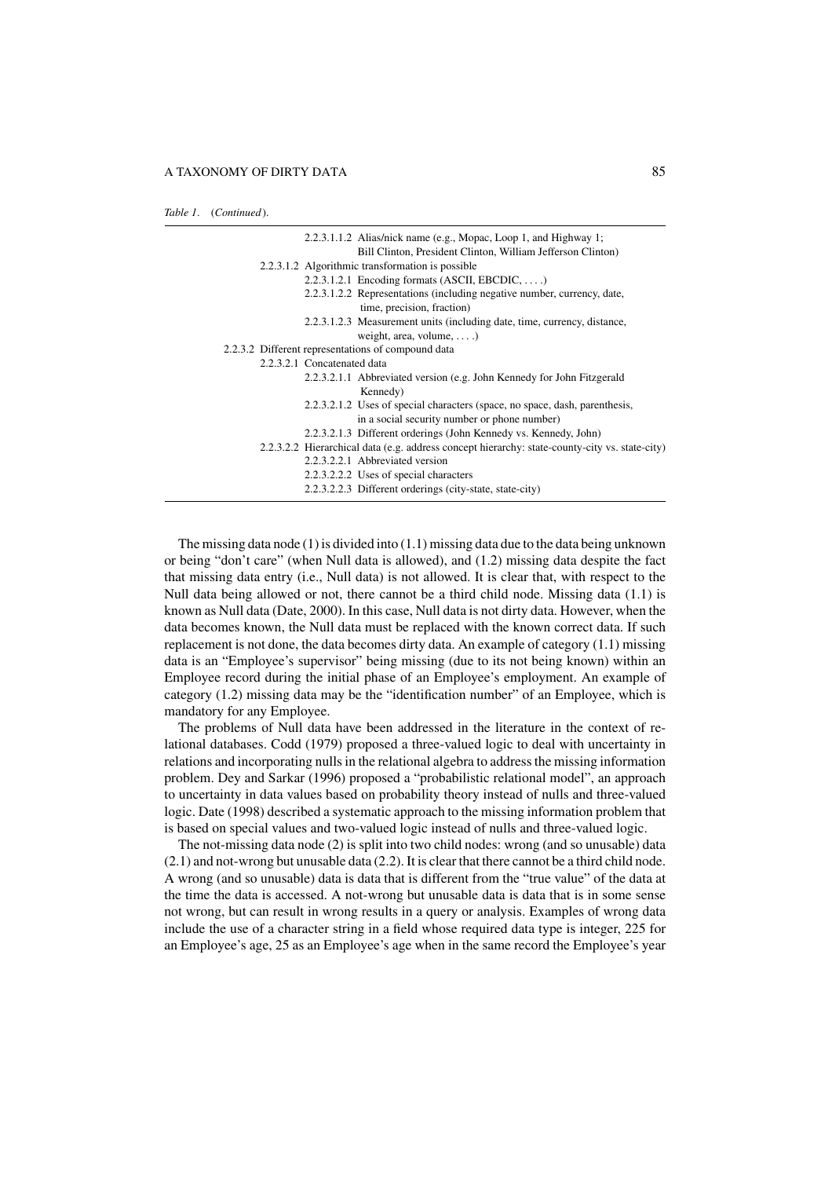*Table 1*. (*Continued*).

2.2.3.1.1.2 Alias/nick name (e.g., Mopac, Loop 1, and Highway 1; Bill Clinton, President Clinton, William Jefferson Clinton)
2.2.3.1.2 Algorithmic transformation is possible
2.2.3.1.2.1 Encoding formats (ASCII, EBCDIC, ....)
2.2.3.1.2.2 Representations (including negative number, currency, date, time, precision, fraction)
2.2.3.1.2.3 Measurement units (including date, time, currency, distance, weight, area, volume, ....)
2.2.3.2 Different representations of compound data
2.2.3.2.1 Concatenated data
2.2.3.2.1.1 Abbreviated version (e.g. John Kennedy for John Fitzgerald Kennedy)
2.2.3.2.1.2 Uses of special characters (space, no space, dash, parenthesis, in a social security number or phone number)
2.2.3.2.1.3 Different orderings (John Kennedy vs. Kennedy, John)
2.2.3.2.2 Hierarchical data (e.g. address concept hierarchy: state-county-city vs. state-city)
2.2.3.2.2.1 Abbreviated version
2.2.3.2.2.2 Uses of special characters
2.2.3.2.2.3 Different orderings (city-state, state-city)

The missing data node (1) is divided into (1.1) missing data due to the data being unknown or being "don't care" (when Null data is allowed), and (1.2) missing data despite the fact that missing data entry (i.e., Null data) is not allowed. It is clear that, with respect to the Null data being allowed or not, there cannot be a third child node. Missing data (1.1) is known as Null data (Date, 2000). In this case, Null data is not dirty data. However, when the data becomes known, the Null data must be replaced with the known correct data. If such replacement is not done, the data becomes dirty data. An example of category (1.1) missing data is an "Employee's supervisor" being missing (due to its not being known) within an Employee record during the initial phase of an Employee's employment. An example of category (1.2) missing data may be the "identification number" of an Employee, which is mandatory for any Employee.

The problems of Null data have been addressed in the literature in the context of relational databases. Codd (1979) proposed a three-valued logic to deal with uncertainty in relations and incorporating nulls in the relational algebra to address the missing information problem. Dey and Sarkar (1996) proposed a "probabilistic relational model", an approach to uncertainty in data values based on probability theory instead of nulls and three-valued logic. Date (1998) described a systematic approach to the missing information problem that is based on special values and two-valued logic instead of nulls and three-valued logic.

The not-missing data node (2) is split into two child nodes: wrong (and so unusable) data (2.1) and not-wrong but unusable data (2.2). It is clear that there cannot be a third child node. A wrong (and so unusable) data is data that is different from the "true value" of the data at the time the data is accessed. A not-wrong but unusable data is data that is in some sense not wrong, but can result in wrong results in a query or analysis. Examples of wrong data include the use of a character string in a field whose required data type is integer, 225 for an Employee's age, 25 as an Employee's age when in the same record the Employee's year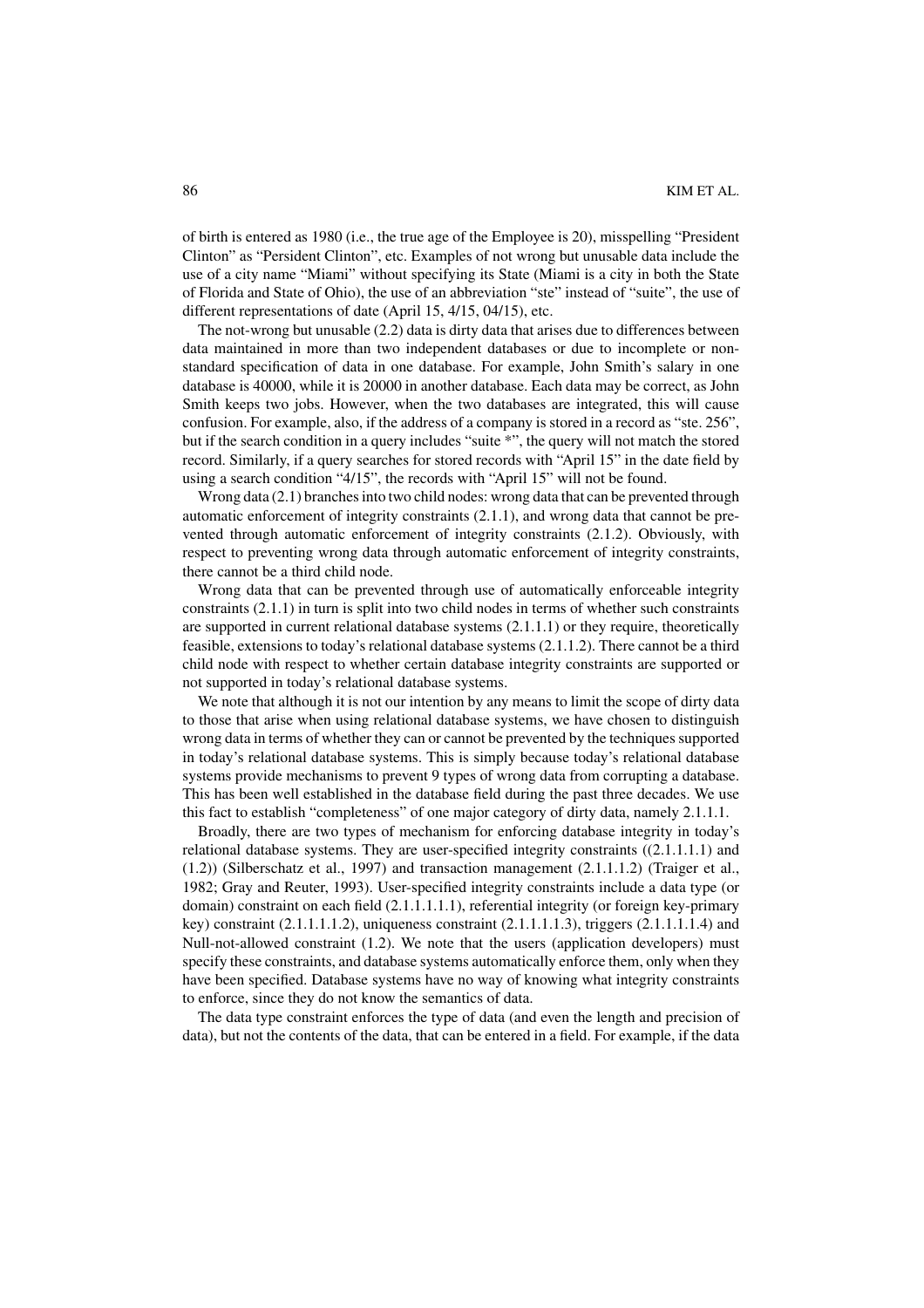of birth is entered as 1980 (i.e., the true age of the Employee is 20), misspelling "President Clinton" as "Persident Clinton", etc. Examples of not wrong but unusable data include the use of a city name "Miami" without specifying its State (Miami is a city in both the State of Florida and State of Ohio), the use of an abbreviation "ste" instead of "suite", the use of different representations of date (April 15, 4/15, 04/15), etc.

The not-wrong but unusable (2.2) data is dirty data that arises due to differences between data maintained in more than two independent databases or due to incomplete or non-standard specification of data in one database. For example, John Smith's salary in one database is 40000, while it is 20000 in another database. Each data may be correct, as John Smith keeps two jobs. However, when the two databases are integrated, this will cause confusion. For example, also, if the address of a company is stored in a record as "ste. 256", but if the search condition in a query includes "suite *", the query will not match the stored record. Similarly, if a query searches for stored records with "April 15" in the date field by using a search condition "4/15", the records with "April 15" will not be found.

Wrong data (2.1) branches into two child nodes: wrong data that can be prevented through automatic enforcement of integrity constraints (2.1.1), and wrong data that cannot be prevented through automatic enforcement of integrity constraints (2.1.2). Obviously, with respect to preventing wrong data through automatic enforcement of integrity constraints, there cannot be a third child node.

Wrong data that can be prevented through use of automatically enforceable integrity constraints (2.1.1) in turn is split into two child nodes in terms of whether such constraints are supported in current relational database systems (2.1.1.1) or they require, theoretically feasible, extensions to today's relational database systems (2.1.1.2). There cannot be a third child node with respect to whether certain database integrity constraints are supported or not supported in today's relational database systems.

We note that although it is not our intention by any means to limit the scope of dirty data to those that arise when using relational database systems, we have chosen to distinguish wrong data in terms of whether they can or cannot be prevented by the techniques supported in today's relational database systems. This is simply because today's relational database systems provide mechanisms to prevent 9 types of wrong data from corrupting a database. This has been well established in the database field during the past three decades. We use this fact to establish "completeness" of one major category of dirty data, namely 2.1.1.1.

Broadly, there are two types of mechanism for enforcing database integrity in today's relational database systems. They are user-specified integrity constraints ((2.1.1.1.1) and (1.2)) (Silberschatz et al., 1997) and transaction management (2.1.1.1.2) (Traiger et al., 1982; Gray and Reuter, 1993). User-specified integrity constraints include a data type (or domain) constraint on each field (2.1.1.1.1.1), referential integrity (or foreign key-primary key) constraint (2.1.1.1.1.2), uniqueness constraint (2.1.1.1.1.3), triggers (2.1.1.1.1.4) and Null-not-allowed constraint (1.2). We note that the users (application developers) must specify these constraints, and database systems automatically enforce them, only when they have been specified. Database systems have no way of knowing what integrity constraints to enforce, since they do not know the semantics of data.

The data type constraint enforces the type of data (and even the length and precision of data), but not the contents of the data, that can be entered in a field. For example, if the data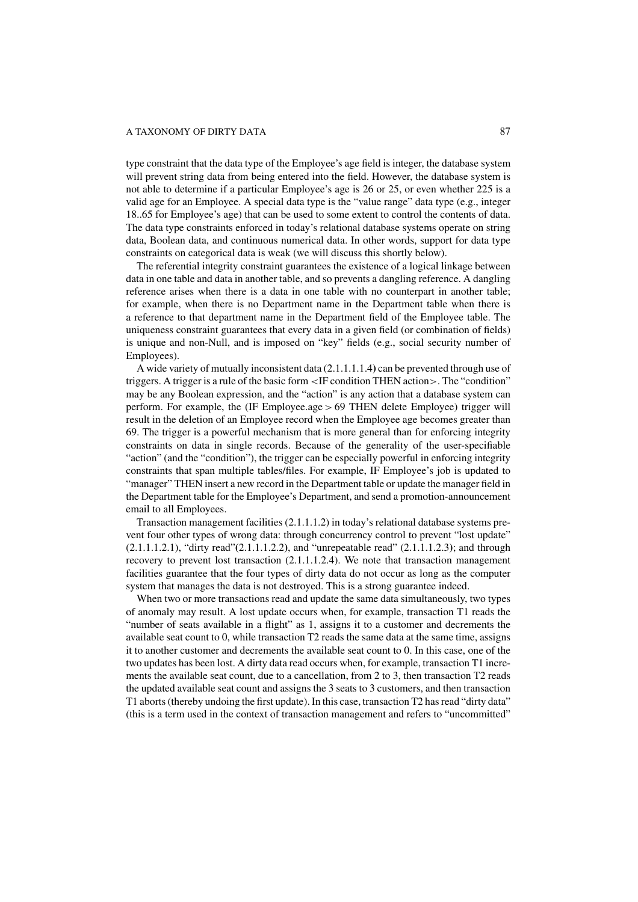type constraint that the data type of the Employee's age field is integer, the database system will prevent string data from being entered into the field. However, the database system is not able to determine if a particular Employee's age is 26 or 25, or even whether 225 is a valid age for an Employee. A special data type is the "value range" data type (e.g., integer 18..65 for Employee's age) that can be used to some extent to control the contents of data. The data type constraints enforced in today's relational database systems operate on string data, Boolean data, and continuous numerical data. In other words, support for data type constraints on categorical data is weak (we will discuss this shortly below).

The referential integrity constraint guarantees the existence of a logical linkage between data in one table and data in another table, and so prevents a dangling reference. A dangling reference arises when there is a data in one table with no counterpart in another table; for example, when there is no Department name in the Department table when there is a reference to that department name in the Department field of the Employee table. The uniqueness constraint guarantees that every data in a given field (or combination of fields) is unique and non-Null, and is imposed on "key" fields (e.g., social security number of Employees).

A wide variety of mutually inconsistent data (2.1.1.1.1.4) can be prevented through use of triggers. A trigger is a rule of the basic form <IF condition THEN action>. The "condition" may be any Boolean expression, and the "action" is any action that a database system can perform. For example, the (IF Employee.age > 69 THEN delete Employee) trigger will result in the deletion of an Employee record when the Employee age becomes greater than 69. The trigger is a powerful mechanism that is more general than for enforcing integrity constraints on data in single records. Because of the generality of the user-specifiable "action" (and the "condition"), the trigger can be especially powerful in enforcing integrity constraints that span multiple tables/files. For example, IF Employee's job is updated to "manager" THEN insert a new record in the Department table or update the manager field in the Department table for the Employee's Department, and send a promotion-announcement email to all Employees.

Transaction management facilities (2.1.1.1.2) in today's relational database systems prevent four other types of wrong data: through concurrency control to prevent "lost update" (2.1.1.1.2.1), "dirty read"(2.1.1.1.2.2), and "unrepeatable read" (2.1.1.1.2.3); and through recovery to prevent lost transaction (2.1.1.1.2.4). We note that transaction management facilities guarantee that the four types of dirty data do not occur as long as the computer system that manages the data is not destroyed. This is a strong guarantee indeed.

When two or more transactions read and update the same data simultaneously, two types of anomaly may result. A lost update occurs when, for example, transaction T1 reads the "number of seats available in a flight" as 1, assigns it to a customer and decrements the available seat count to 0, while transaction T2 reads the same data at the same time, assigns it to another customer and decrements the available seat count to 0. In this case, one of the two updates has been lost. A dirty data read occurs when, for example, transaction T1 increments the available seat count, due to a cancellation, from 2 to 3, then transaction T2 reads the updated available seat count and assigns the 3 seats to 3 customers, and then transaction T1 aborts (thereby undoing the first update). In this case, transaction T2 has read "dirty data" (this is a term used in the context of transaction management and refers to "uncommitted"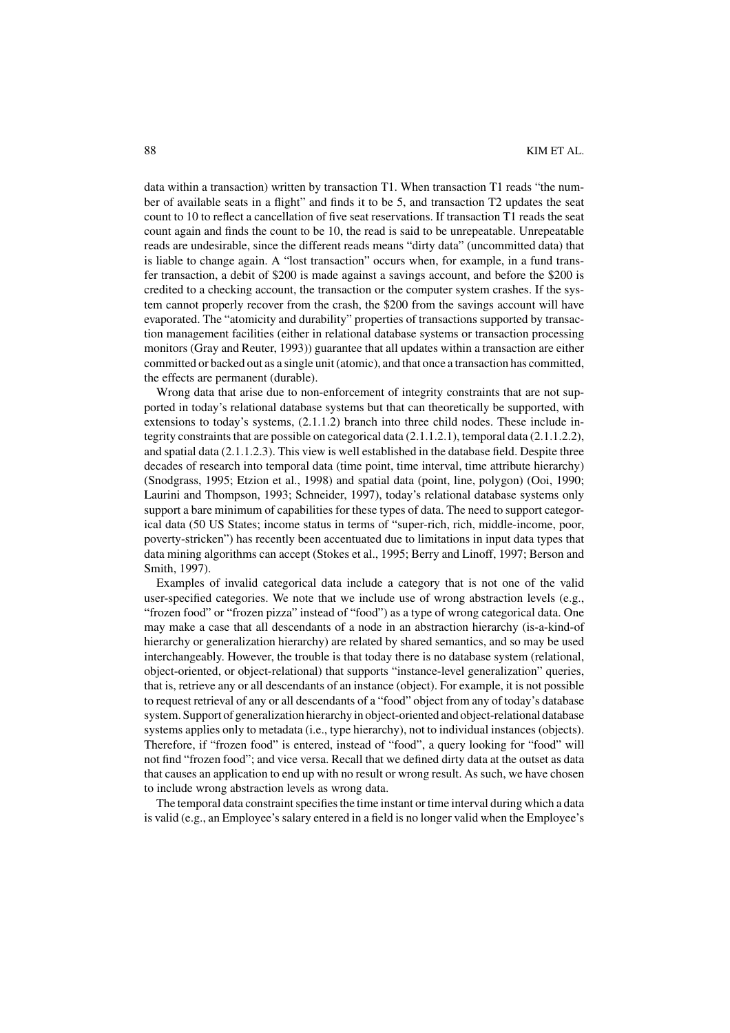data within a transaction) written by transaction T1. When transaction T1 reads "the number of available seats in a flight" and finds it to be 5, and transaction T2 updates the seat count to 10 to reflect a cancellation of five seat reservations. If transaction T1 reads the seat count again and finds the count to be 10, the read is said to be unrepeatable. Unrepeatable reads are undesirable, since the different reads means "dirty data" (uncommitted data) that is liable to change again. A "lost transaction" occurs when, for example, in a fund transfer transaction, a debit of $200 is made against a savings account, and before the $200 is credited to a checking account, the transaction or the computer system crashes. If the system cannot properly recover from the crash, the $200 from the savings account will have evaporated. The "atomicity and durability" properties of transactions supported by transaction management facilities (either in relational database systems or transaction processing monitors (Gray and Reuter, 1993)) guarantee that all updates within a transaction are either committed or backed out as a single unit (atomic), and that once a transaction has committed, the effects are permanent (durable).

Wrong data that arise due to non-enforcement of integrity constraints that are not supported in today's relational database systems but that can theoretically be supported, with extensions to today's systems, (2.1.1.2) branch into three child nodes. These include integrity constraints that are possible on categorical data (2.1.1.2.1), temporal data (2.1.1.2.2), and spatial data (2.1.1.2.3). This view is well established in the database field. Despite three decades of research into temporal data (time point, time interval, time attribute hierarchy) (Snodgrass, 1995; Etzion et al., 1998) and spatial data (point, line, polygon) (Ooi, 1990; Laurini and Thompson, 1993; Schneider, 1997), today's relational database systems only support a bare minimum of capabilities for these types of data. The need to support categorical data (50 US States; income status in terms of "super-rich, rich, middle-income, poor, poverty-stricken") has recently been accentuated due to limitations in input data types that data mining algorithms can accept (Stokes et al., 1995; Berry and Linoff, 1997; Berson and Smith, 1997).

Examples of invalid categorical data include a category that is not one of the valid user-specified categories. We note that we include use of wrong abstraction levels (e.g., "frozen food" or "frozen pizza" instead of "food") as a type of wrong categorical data. One may make a case that all descendants of a node in an abstraction hierarchy (is-a-kind-of hierarchy or generalization hierarchy) are related by shared semantics, and so may be used interchangeably. However, the trouble is that today there is no database system (relational, object-oriented, or object-relational) that supports "instance-level generalization" queries, that is, retrieve any or all descendants of an instance (object). For example, it is not possible to request retrieval of any or all descendants of a "food" object from any of today's database system. Support of generalization hierarchy in object-oriented and object-relational database systems applies only to metadata (i.e., type hierarchy), not to individual instances (objects). Therefore, if "frozen food" is entered, instead of "food", a query looking for "food" will not find "frozen food"; and vice versa. Recall that we defined dirty data at the outset as data that causes an application to end up with no result or wrong result. As such, we have chosen to include wrong abstraction levels as wrong data.

The temporal data constraint specifies the time instant or time interval during which a data is valid (e.g., an Employee's salary entered in a field is no longer valid when the Employee's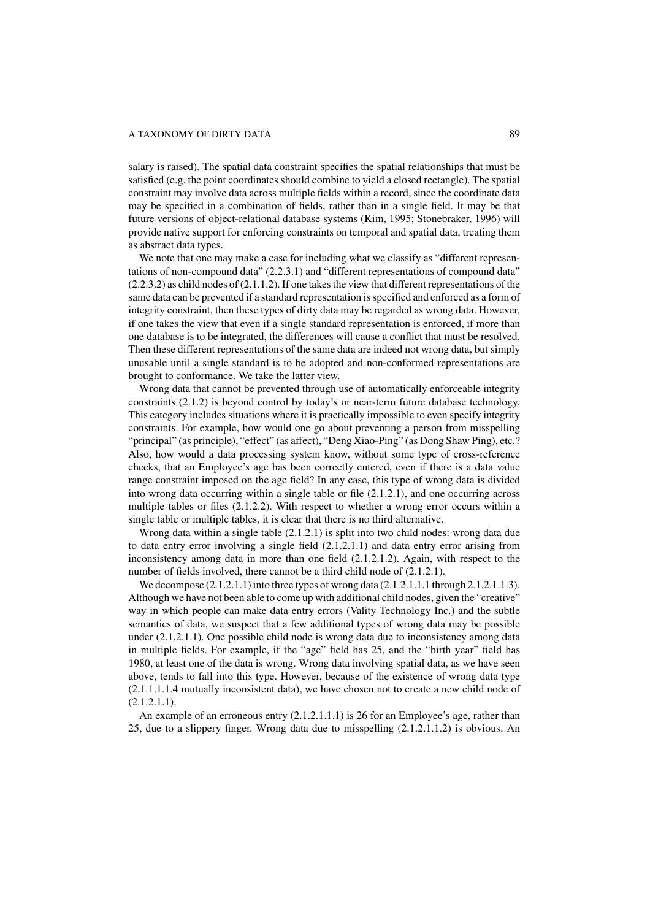salary is raised). The spatial data constraint specifies the spatial relationships that must be satisfied (e.g. the point coordinates should combine to yield a closed rectangle). The spatial constraint may involve data across multiple fields within a record, since the coordinate data may be specified in a combination of fields, rather than in a single field. It may be that future versions of object-relational database systems (Kim, 1995; Stonebraker, 1996) will provide native support for enforcing constraints on temporal and spatial data, treating them as abstract data types.

We note that one may make a case for including what we classify as "different representations of non-compound data" (2.2.3.1) and "different representations of compound data" (2.2.3.2) as child nodes of (2.1.1.2). If one takes the view that different representations of the same data can be prevented if a standard representation is specified and enforced as a form of integrity constraint, then these types of dirty data may be regarded as wrong data. However, if one takes the view that even if a single standard representation is enforced, if more than one database is to be integrated, the differences will cause a conflict that must be resolved. Then these different representations of the same data are indeed not wrong data, but simply unusable until a single standard is to be adopted and non-conformed representations are brought to conformance. We take the latter view.

Wrong data that cannot be prevented through use of automatically enforceable integrity constraints (2.1.2) is beyond control by today's or near-term future database technology. This category includes situations where it is practically impossible to even specify integrity constraints. For example, how would one go about preventing a person from misspelling "principal" (as principle), "effect" (as affect), "Deng Xiao-Ping" (as Dong Shaw Ping), etc.? Also, how would a data processing system know, without some type of cross-reference checks, that an Employee's age has been correctly entered, even if there is a data value range constraint imposed on the age field? In any case, this type of wrong data is divided into wrong data occurring within a single table or file (2.1.2.1), and one occurring across multiple tables or files (2.1.2.2). With respect to whether a wrong error occurs within a single table or multiple tables, it is clear that there is no third alternative.

Wrong data within a single table (2.1.2.1) is split into two child nodes: wrong data due to data entry error involving a single field (2.1.2.1.1) and data entry error arising from inconsistency among data in more than one field (2.1.2.1.2). Again, with respect to the number of fields involved, there cannot be a third child node of (2.1.2.1).

We decompose (2.1.2.1.1) into three types of wrong data (2.1.2.1.1.1 through 2.1.2.1.1.3). Although we have not been able to come up with additional child nodes, given the "creative" way in which people can make data entry errors (Vality Technology Inc.) and the subtle semantics of data, we suspect that a few additional types of wrong data may be possible under (2.1.2.1.1). One possible child node is wrong data due to inconsistency among data in multiple fields. For example, if the "age" field has 25, and the "birth year" field has 1980, at least one of the data is wrong. Wrong data involving spatial data, as we have seen above, tends to fall into this type. However, because of the existence of wrong data type (2.1.1.1.1.4 mutually inconsistent data), we have chosen not to create a new child node of (2.1.2.1.1).

An example of an erroneous entry (2.1.2.1.1.1) is 26 for an Employee's age, rather than 25, due to a slippery finger. Wrong data due to misspelling (2.1.2.1.1.2) is obvious. An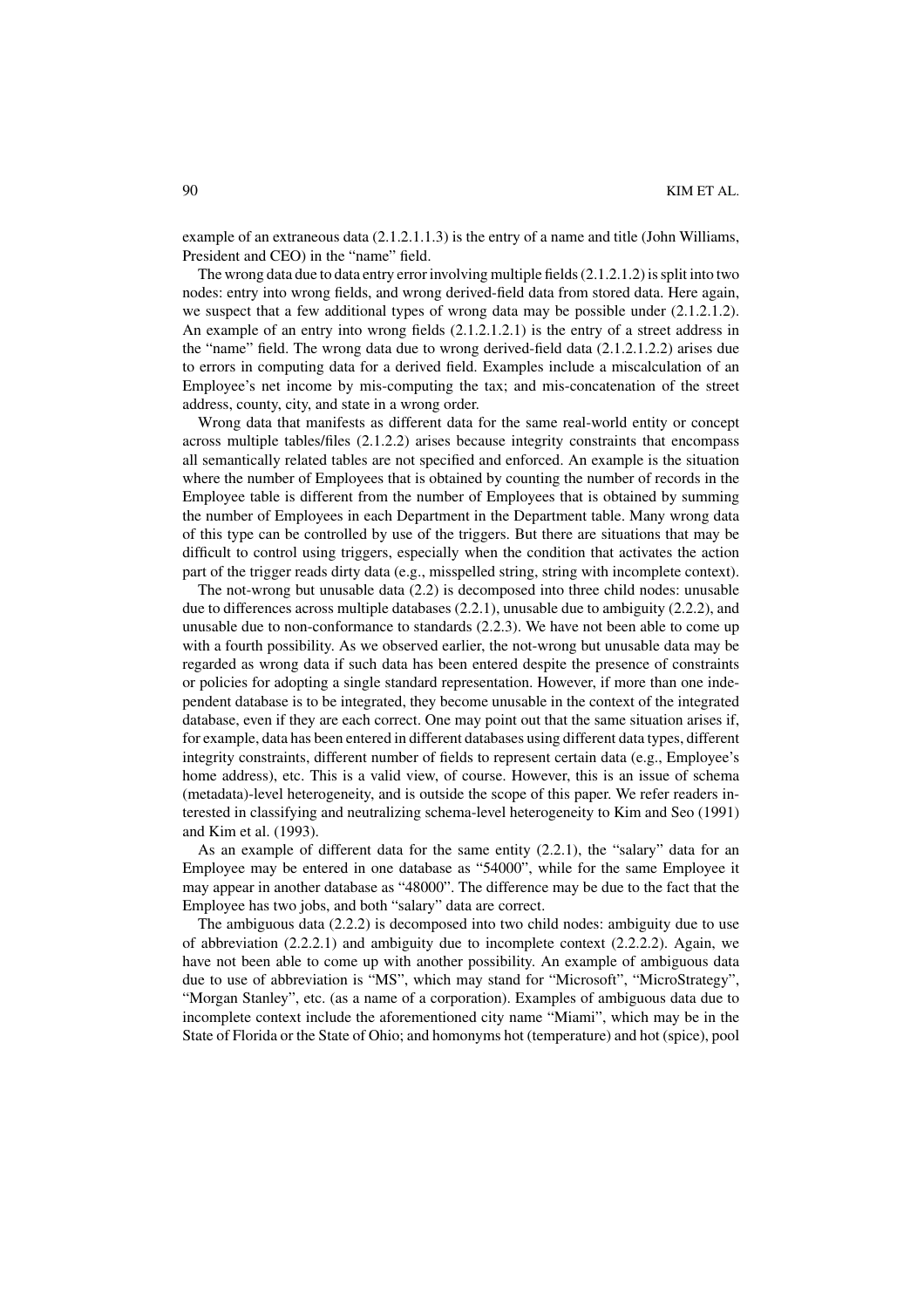example of an extraneous data (2.1.2.1.1.3) is the entry of a name and title (John Williams, President and CEO) in the "name" field.

The wrong data due to data entry error involving multiple fields (2.1.2.1.2) is split into two nodes: entry into wrong fields, and wrong derived-field data from stored data. Here again, we suspect that a few additional types of wrong data may be possible under (2.1.2.1.2). An example of an entry into wrong fields (2.1.2.1.2.1) is the entry of a street address in the "name" field. The wrong data due to wrong derived-field data (2.1.2.1.2.2) arises due to errors in computing data for a derived field. Examples include a miscalculation of an Employee's net income by mis-computing the tax; and mis-concatenation of the street address, county, city, and state in a wrong order.

Wrong data that manifests as different data for the same real-world entity or concept across multiple tables/files (2.1.2.2) arises because integrity constraints that encompass all semantically related tables are not specified and enforced. An example is the situation where the number of Employees that is obtained by counting the number of records in the Employee table is different from the number of Employees that is obtained by summing the number of Employees in each Department in the Department table. Many wrong data of this type can be controlled by use of the triggers. But there are situations that may be difficult to control using triggers, especially when the condition that activates the action part of the trigger reads dirty data (e.g., misspelled string, string with incomplete context).

The not-wrong but unusable data (2.2) is decomposed into three child nodes: unusable due to differences across multiple databases (2.2.1), unusable due to ambiguity (2.2.2), and unusable due to non-conformance to standards (2.2.3). We have not been able to come up with a fourth possibility. As we observed earlier, the not-wrong but unusable data may be regarded as wrong data if such data has been entered despite the presence of constraints or policies for adopting a single standard representation. However, if more than one independent database is to be integrated, they become unusable in the context of the integrated database, even if they are each correct. One may point out that the same situation arises if, for example, data has been entered in different databases using different data types, different integrity constraints, different number of fields to represent certain data (e.g., Employee's home address), etc. This is a valid view, of course. However, this is an issue of schema (metadata)-level heterogeneity, and is outside the scope of this paper. We refer readers interested in classifying and neutralizing schema-level heterogeneity to Kim and Seo (1991) and Kim et al. (1993).

As an example of different data for the same entity (2.2.1), the "salary" data for an Employee may be entered in one database as "54000", while for the same Employee it may appear in another database as "48000". The difference may be due to the fact that the Employee has two jobs, and both "salary" data are correct.

The ambiguous data (2.2.2) is decomposed into two child nodes: ambiguity due to use of abbreviation (2.2.2.1) and ambiguity due to incomplete context (2.2.2.2). Again, we have not been able to come up with another possibility. An example of ambiguous data due to use of abbreviation is "MS", which may stand for "Microsoft", "MicroStrategy", "Morgan Stanley", etc. (as a name of a corporation). Examples of ambiguous data due to incomplete context include the aforementioned city name "Miami", which may be in the State of Florida or the State of Ohio; and homonyms hot (temperature) and hot (spice), pool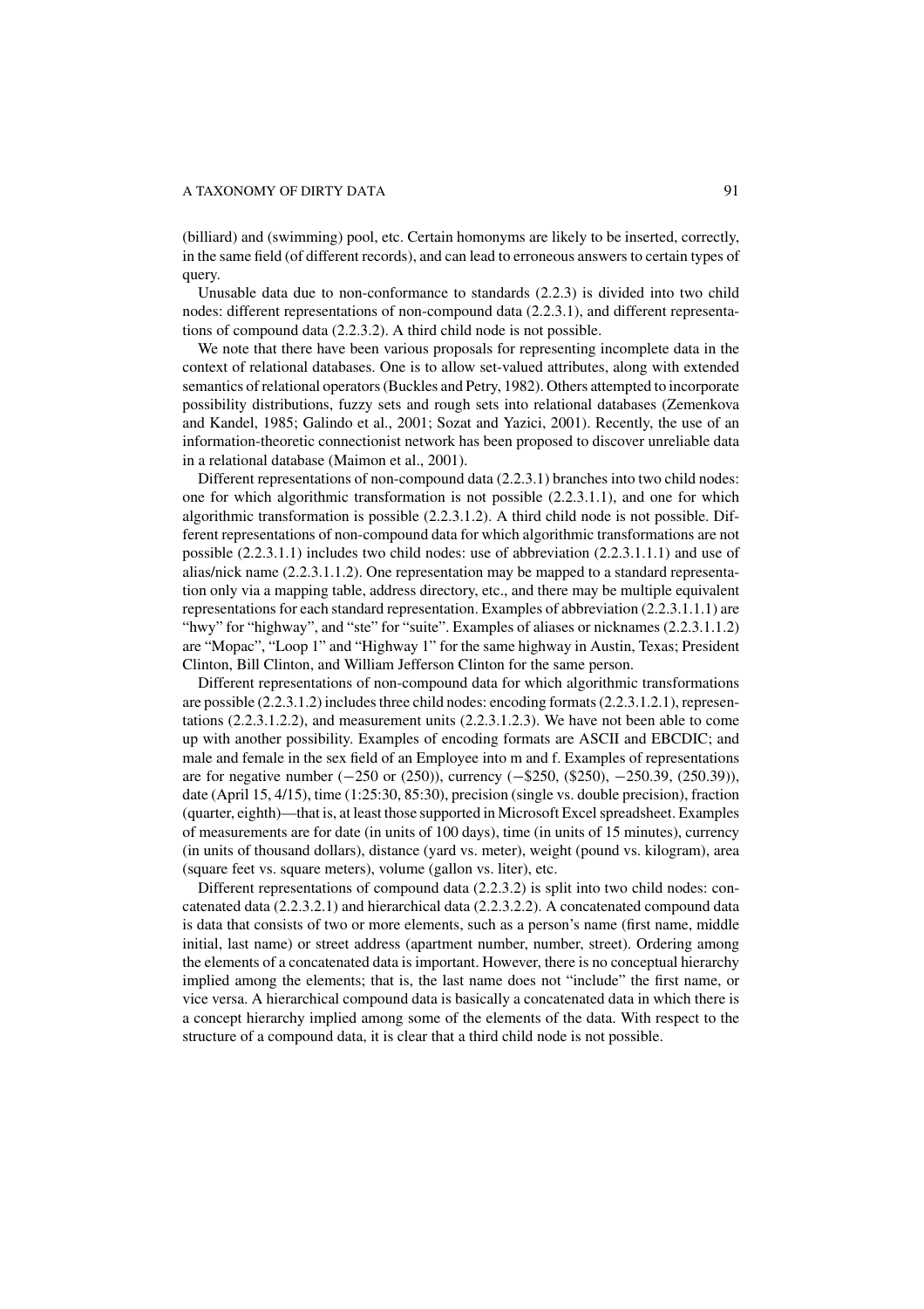(billiard) and (swimming) pool, etc. Certain homonyms are likely to be inserted, correctly, in the same field (of different records), and can lead to erroneous answers to certain types of query.

Unusable data due to non-conformance to standards (2.2.3) is divided into two child nodes: different representations of non-compound data (2.2.3.1), and different representations of compound data (2.2.3.2). A third child node is not possible.

We note that there have been various proposals for representing incomplete data in the context of relational databases. One is to allow set-valued attributes, along with extended semantics of relational operators (Buckles and Petry, 1982). Others attempted to incorporate possibility distributions, fuzzy sets and rough sets into relational databases (Zemenkova and Kandel, 1985; Galindo et al., 2001; Sozat and Yazici, 2001). Recently, the use of an information-theoretic connectionist network has been proposed to discover unreliable data in a relational database (Maimon et al., 2001).

Different representations of non-compound data (2.2.3.1) branches into two child nodes: one for which algorithmic transformation is not possible (2.2.3.1.1), and one for which algorithmic transformation is possible (2.2.3.1.2). A third child node is not possible. Different representations of non-compound data for which algorithmic transformations are not possible (2.2.3.1.1) includes two child nodes: use of abbreviation (2.2.3.1.1.1) and use of alias/nick name (2.2.3.1.1.2). One representation may be mapped to a standard representation only via a mapping table, address directory, etc., and there may be multiple equivalent representations for each standard representation. Examples of abbreviation (2.2.3.1.1.1) are "hwy" for "highway", and "ste" for "suite". Examples of aliases or nicknames (2.2.3.1.1.2) are "Mopac", "Loop 1" and "Highway 1" for the same highway in Austin, Texas; President Clinton, Bill Clinton, and William Jefferson Clinton for the same person.

Different representations of non-compound data for which algorithmic transformations are possible (2.2.3.1.2) includes three child nodes: encoding formats (2.2.3.1.2.1), representations (2.2.3.1.2.2), and measurement units (2.2.3.1.2.3). We have not been able to come up with another possibility. Examples of encoding formats are ASCII and EBCDIC; and male and female in the sex field of an Employee into m and f. Examples of representations are for negative number (−250 or (250)), currency (−$250, ($250), −250.39, (250.39)), date (April 15, 4/15), time (1:25:30, 85:30), precision (single vs. double precision), fraction (quarter, eighth)—that is, at least those supported in Microsoft Excel spreadsheet. Examples of measurements are for date (in units of 100 days), time (in units of 15 minutes), currency (in units of thousand dollars), distance (yard vs. meter), weight (pound vs. kilogram), area (square feet vs. square meters), volume (gallon vs. liter), etc.

Different representations of compound data (2.2.3.2) is split into two child nodes: concatenated data (2.2.3.2.1) and hierarchical data (2.2.3.2.2). A concatenated compound data is data that consists of two or more elements, such as a person's name (first name, middle initial, last name) or street address (apartment number, number, street). Ordering among the elements of a concatenated data is important. However, there is no conceptual hierarchy implied among the elements; that is, the last name does not "include" the first name, or vice versa. A hierarchical compound data is basically a concatenated data in which there is a concept hierarchy implied among some of the elements of the data. With respect to the structure of a compound data, it is clear that a third child node is not possible.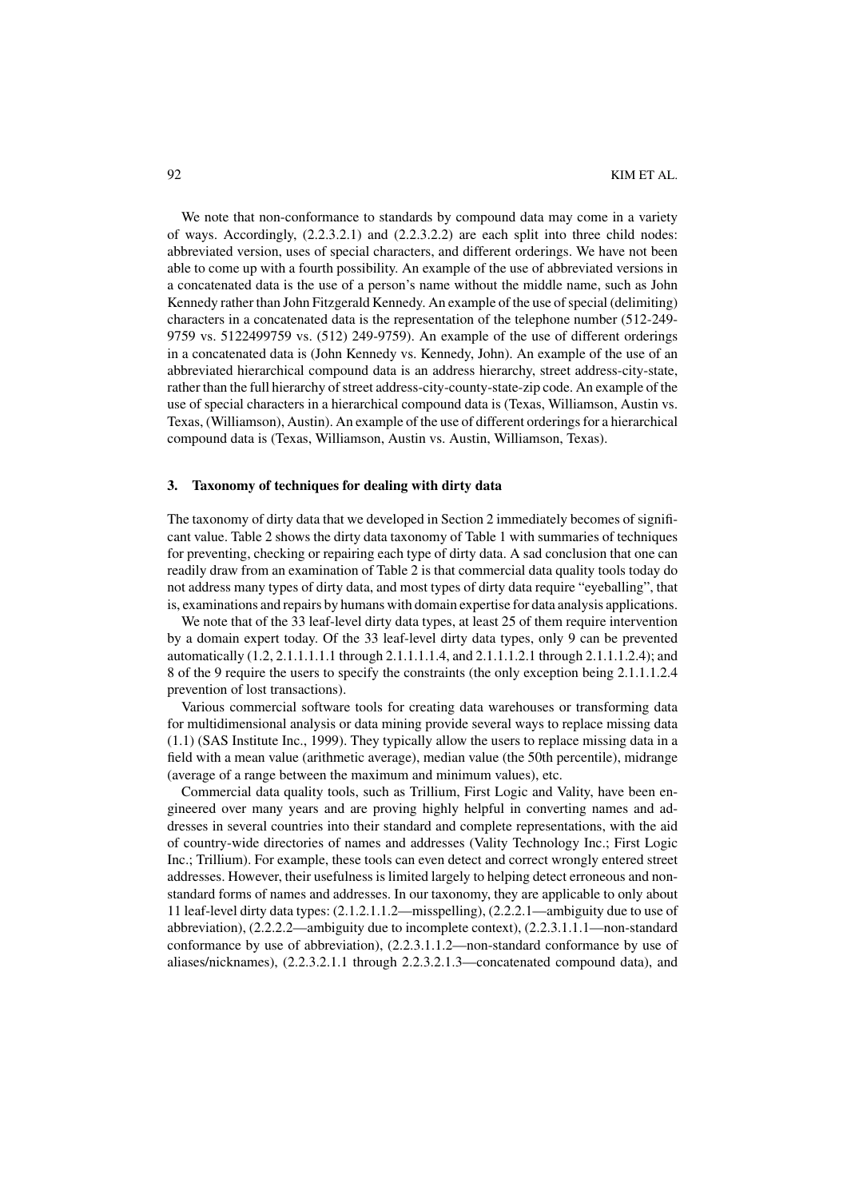We note that non-conformance to standards by compound data may come in a variety of ways. Accordingly, (2.2.3.2.1) and (2.2.3.2.2) are each split into three child nodes: abbreviated version, uses of special characters, and different orderings. We have not been able to come up with a fourth possibility. An example of the use of abbreviated versions in a concatenated data is the use of a person's name without the middle name, such as John Kennedy rather than John Fitzgerald Kennedy. An example of the use of special (delimiting) characters in a concatenated data is the representation of the telephone number (512-249-9759 vs. 5122499759 vs. (512) 249-9759). An example of the use of different orderings in a concatenated data is (John Kennedy vs. Kennedy, John). An example of the use of an abbreviated hierarchical compound data is an address hierarchy, street address-city-state, rather than the full hierarchy of street address-city-county-state-zip code. An example of the use of special characters in a hierarchical compound data is (Texas, Williamson, Austin vs. Texas, (Williamson), Austin). An example of the use of different orderings for a hierarchical compound data is (Texas, Williamson, Austin vs. Austin, Williamson, Texas).

## 3. Taxonomy of techniques for dealing with dirty data

The taxonomy of dirty data that we developed in Section 2 immediately becomes of significant value. Table 2 shows the dirty data taxonomy of Table 1 with summaries of techniques for preventing, checking or repairing each type of dirty data. A sad conclusion that one can readily draw from an examination of Table 2 is that commercial data quality tools today do not address many types of dirty data, and most types of dirty data require "eyeballing", that is, examinations and repairs by humans with domain expertise for data analysis applications.

We note that of the 33 leaf-level dirty data types, at least 25 of them require intervention by a domain expert today. Of the 33 leaf-level dirty data types, only 9 can be prevented automatically (1.2, 2.1.1.1.1.1 through 2.1.1.1.1.4, and 2.1.1.1.2.1 through 2.1.1.1.2.4); and 8 of the 9 require the users to specify the constraints (the only exception being 2.1.1.1.2.4 prevention of lost transactions).

Various commercial software tools for creating data warehouses or transforming data for multidimensional analysis or data mining provide several ways to replace missing data (1.1) (SAS Institute Inc., 1999). They typically allow the users to replace missing data in a field with a mean value (arithmetic average), median value (the 50th percentile), midrange (average of a range between the maximum and minimum values), etc.

Commercial data quality tools, such as Trillium, First Logic and Vality, have been engineered over many years and are proving highly helpful in converting names and addresses in several countries into their standard and complete representations, with the aid of country-wide directories of names and addresses (Vality Technology Inc.; First Logic Inc.; Trillium). For example, these tools can even detect and correct wrongly entered street addresses. However, their usefulness is limited largely to helping detect erroneous and non-standard forms of names and addresses. In our taxonomy, they are applicable to only about 11 leaf-level dirty data types: (2.1.2.1.1.2—misspelling), (2.2.2.1—ambiguity due to use of abbreviation), (2.2.2.2—ambiguity due to incomplete context), (2.2.3.1.1.1—non-standard conformance by use of abbreviation), (2.2.3.1.1.2—non-standard conformance by use of aliases/nicknames), (2.2.3.2.1.1 through 2.2.3.2.1.3—concatenated compound data), and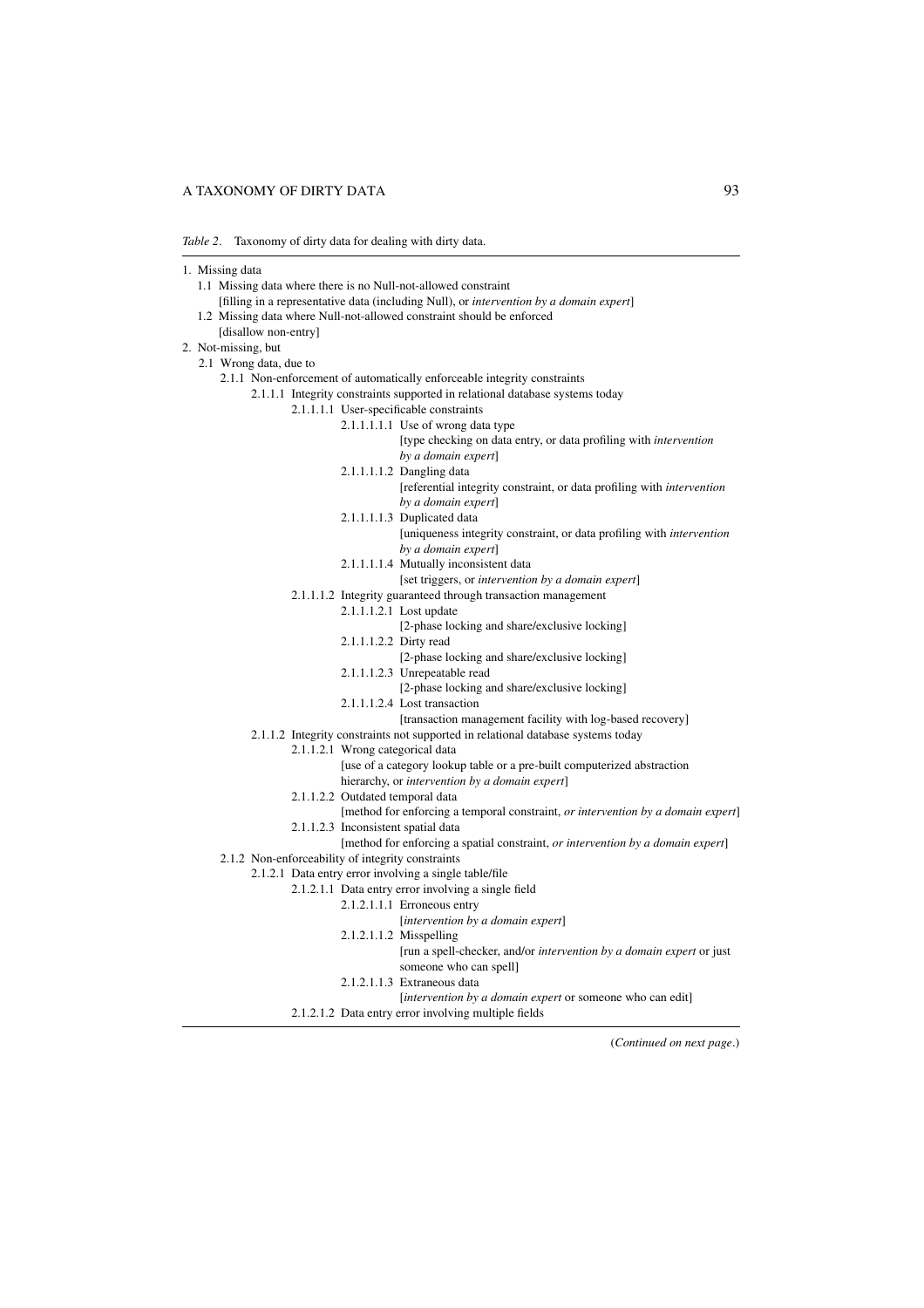*Table 2*. Taxonomy of dirty data for dealing with dirty data.

- 1. Missing data
  - 1.1 Missing data where there is no Null-not-allowed constraint
    [filling in a representative data (including Null), or *intervention by a domain expert*]
  - 1.2 Missing data where Null-not-allowed constraint should be enforced
    [disallow non-entry]
- 2. Not-missing, but
  - 2.1 Wrong data, due to
    - 2.1.1 Non-enforcement of automatically enforceable integrity constraints
      - 2.1.1.1 Integrity constraints supported in relational database systems today
        - 2.1.1.1.1 User-specificable constraints
          - 2.1.1.1.1.1 Use of wrong data type
            [type checking on data entry, or data profiling with *intervention by a domain expert*]
          - 2.1.1.1.1.2 Dangling data
            [referential integrity constraint, or data profiling with *intervention by a domain expert*]
          - 2.1.1.1.1.3 Duplicated data
            [uniqueness integrity constraint, or data profiling with *intervention by a domain expert*]
          - 2.1.1.1.1.4 Mutually inconsistent data
            [set triggers, or *intervention by a domain expert*]
        - 2.1.1.1.2 Integrity guaranteed through transaction management
          - 2.1.1.1.2.1 Lost update
            [2-phase locking and share/exclusive locking]
          - 2.1.1.1.2.2 Dirty read
            [2-phase locking and share/exclusive locking]
          - 2.1.1.1.2.3 Unrepeatable read
            [2-phase locking and share/exclusive locking]
          - 2.1.1.1.2.4 Lost transaction
            [transaction management facility with log-based recovery]
      - 2.1.1.2 Integrity constraints not supported in relational database systems today
        - 2.1.1.2.1 Wrong categorical data
          [use of a category lookup table or a pre-built computerized abstraction hierarchy, or *intervention by a domain expert*]
        - 2.1.1.2.2 Outdated temporal data
          [method for enforcing a temporal constraint, *or intervention by a domain expert*]
        - 2.1.1.2.3 Inconsistent spatial data
          [method for enforcing a spatial constraint, *or intervention by a domain expert*]
    - 2.1.2 Non-enforceability of integrity constraints
      - 2.1.2.1 Data entry error involving a single table/file
        - 2.1.2.1.1 Data entry error involving a single field
          - 2.1.2.1.1.1 Erroneous entry
            [*intervention by a domain expert*]
          - 2.1.2.1.1.2 Misspelling
            [run a spell-checker, and/or *intervention by a domain expert* or just someone who can spell]
          - 2.1.2.1.1.3 Extraneous data
            [*intervention by a domain expert* or someone who can edit]
        - 2.1.2.1.2 Data entry error involving multiple fields

(*Continued on next page*.)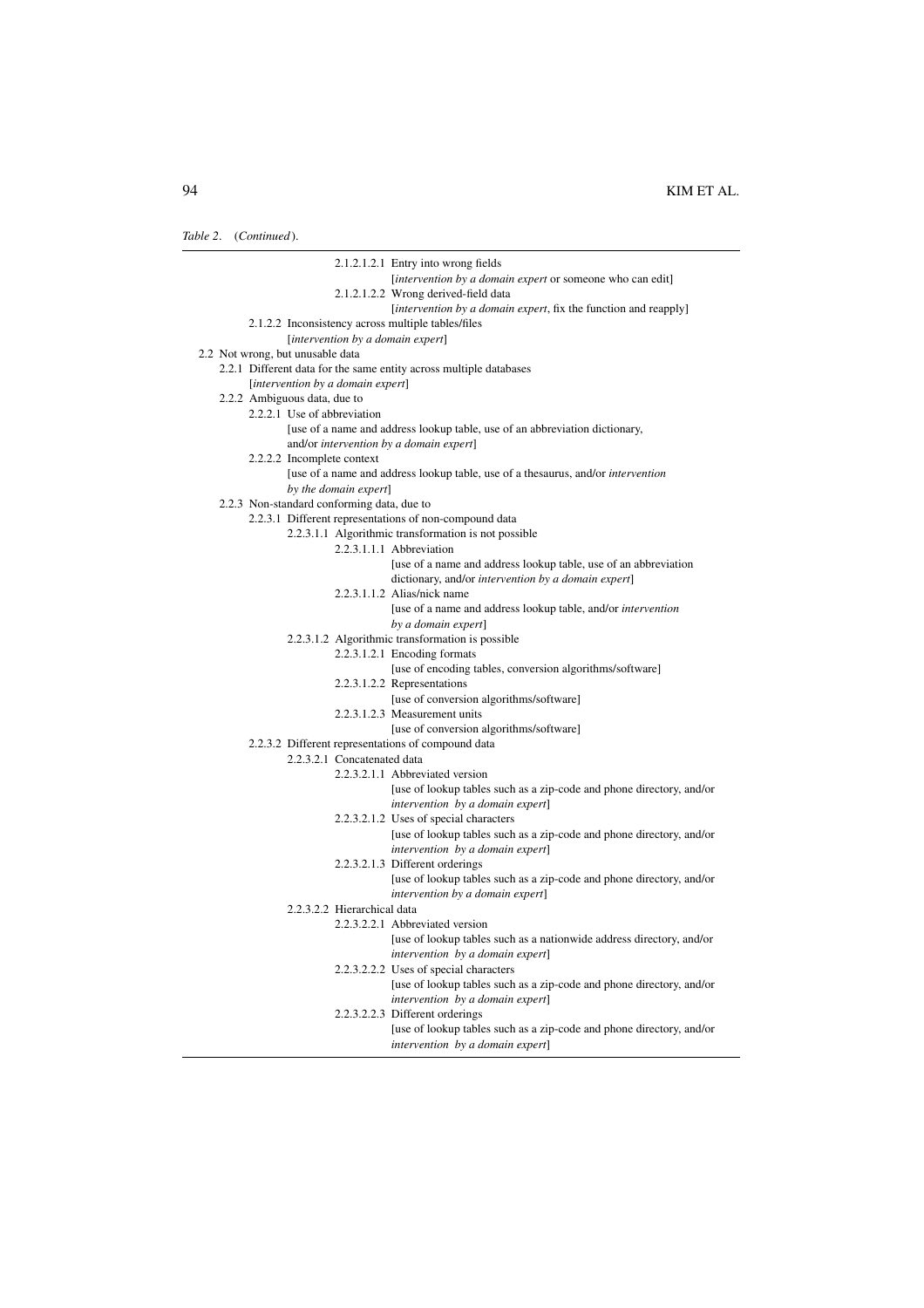*Table 2*. (*Continued*).

- 2.1.2.1.2.1 Entry into wrong fields
  [*intervention by a domain expert* or someone who can edit]
- 2.1.2.1.2.2 Wrong derived-field data
  [*intervention by a domain expert*, fix the function and reapply]
- 2.1.2.2 Inconsistency across multiple tables/files
  [*intervention by a domain expert*]

- 2.2 Not wrong, but unusable data
  - 2.2.1 Different data for the same entity across multiple databases
    [*intervention by a domain expert*]
  - 2.2.2 Ambiguous data, due to
    - 2.2.2.1 Use of abbreviation
      [use of a name and address lookup table, use of an abbreviation dictionary, and/or *intervention by a domain expert*]
    - 2.2.2.2 Incomplete context
      [use of a name and address lookup table, use of a thesaurus, and/or *intervention by the domain expert*]
  - 2.2.3 Non-standard conforming data, due to
    - 2.2.3.1 Different representations of non-compound data
      - 2.2.3.1.1 Algorithmic transformation is not possible
        - 2.2.3.1.1.1 Abbreviation
          [use of a name and address lookup table, use of an abbreviation dictionary, and/or *intervention by a domain expert*]
        - 2.2.3.1.1.2 Alias/nick name
          [use of a name and address lookup table, and/or *intervention by a domain expert*]
      - 2.2.3.1.2 Algorithmic transformation is possible
        - 2.2.3.1.2.1 Encoding formats
          [use of encoding tables, conversion algorithms/software]
        - 2.2.3.1.2.2 Representations
          [use of conversion algorithms/software]
        - 2.2.3.1.2.3 Measurement units
          [use of conversion algorithms/software]
    - 2.2.3.2 Different representations of compound data
      - 2.2.3.2.1 Concatenated data
        - 2.2.3.2.1.1 Abbreviated version
          [use of lookup tables such as a zip-code and phone directory, and/or *intervention by a domain expert*]
        - 2.2.3.2.1.2 Uses of special characters
          [use of lookup tables such as a zip-code and phone directory, and/or *intervention by a domain expert*]
        - 2.2.3.2.1.3 Different orderings
          [use of lookup tables such as a zip-code and phone directory, and/or *intervention by a domain expert*]
      - 2.2.3.2.2 Hierarchical data
        - 2.2.3.2.2.1 Abbreviated version
          [use of lookup tables such as a nationwide address directory, and/or *intervention by a domain expert*]
        - 2.2.3.2.2.2 Uses of special characters
          [use of lookup tables such as a zip-code and phone directory, and/or *intervention by a domain expert*]
        - 2.2.3.2.2.3 Different orderings
          [use of lookup tables such as a zip-code and phone directory, and/or *intervention by a domain expert*]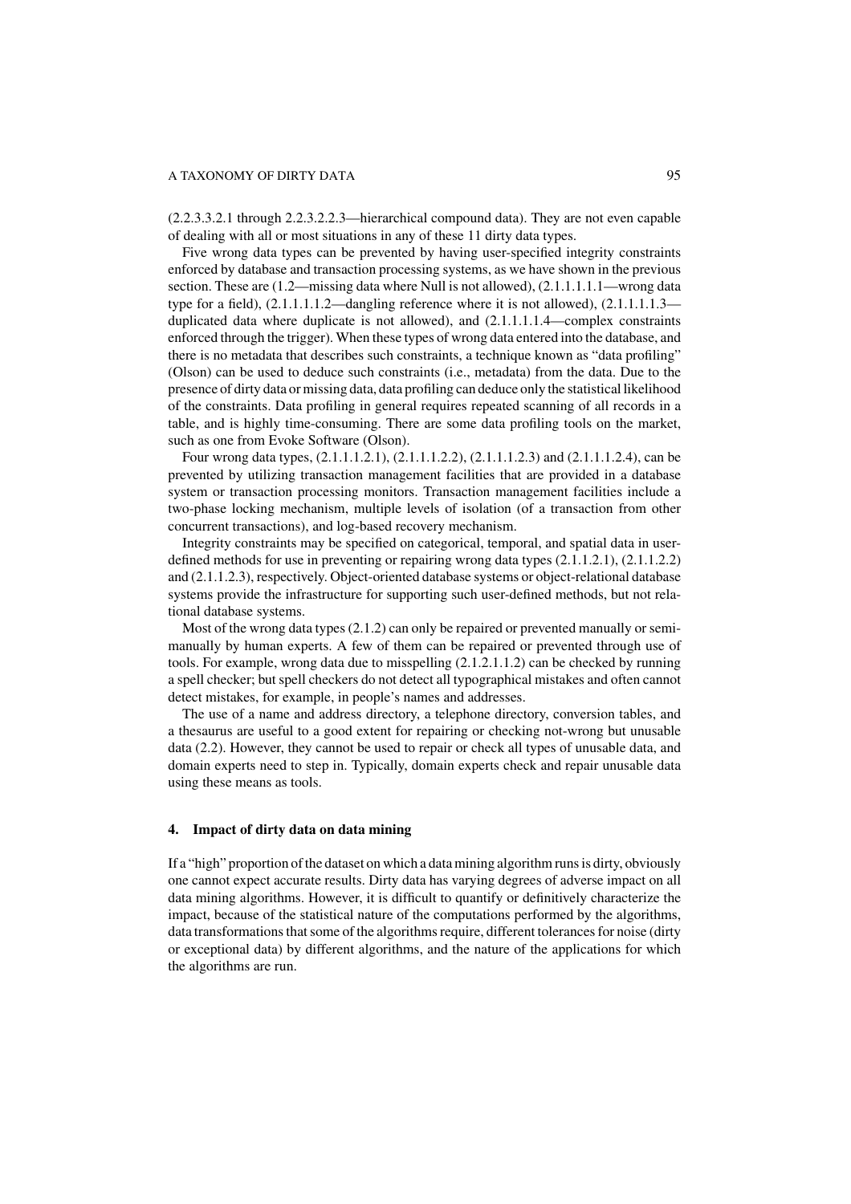(2.2.3.3.2.1 through 2.2.3.2.2.3—hierarchical compound data). They are not even capable of dealing with all or most situations in any of these 11 dirty data types.

Five wrong data types can be prevented by having user-specified integrity constraints enforced by database and transaction processing systems, as we have shown in the previous section. These are (1.2—missing data where Null is not allowed), (2.1.1.1.1.1—wrong data type for a field), (2.1.1.1.1.2—dangling reference where it is not allowed), (2.1.1.1.1.3—duplicated data where duplicate is not allowed), and (2.1.1.1.1.4—complex constraints enforced through the trigger). When these types of wrong data entered into the database, and there is no metadata that describes such constraints, a technique known as "data profiling" (Olson) can be used to deduce such constraints (i.e., metadata) from the data. Due to the presence of dirty data or missing data, data profiling can deduce only the statistical likelihood of the constraints. Data profiling in general requires repeated scanning of all records in a table, and is highly time-consuming. There are some data profiling tools on the market, such as one from Evoke Software (Olson).

Four wrong data types, (2.1.1.1.2.1), (2.1.1.1.2.2), (2.1.1.1.2.3) and (2.1.1.1.2.4), can be prevented by utilizing transaction management facilities that are provided in a database system or transaction processing monitors. Transaction management facilities include a two-phase locking mechanism, multiple levels of isolation (of a transaction from other concurrent transactions), and log-based recovery mechanism.

Integrity constraints may be specified on categorical, temporal, and spatial data in user-defined methods for use in preventing or repairing wrong data types (2.1.1.2.1), (2.1.1.2.2) and (2.1.1.2.3), respectively. Object-oriented database systems or object-relational database systems provide the infrastructure for supporting such user-defined methods, but not relational database systems.

Most of the wrong data types (2.1.2) can only be repaired or prevented manually or semi-manually by human experts. A few of them can be repaired or prevented through use of tools. For example, wrong data due to misspelling (2.1.2.1.1.2) can be checked by running a spell checker; but spell checkers do not detect all typographical mistakes and often cannot detect mistakes, for example, in people's names and addresses.

The use of a name and address directory, a telephone directory, conversion tables, and a thesaurus are useful to a good extent for repairing or checking not-wrong but unusable data (2.2). However, they cannot be used to repair or check all types of unusable data, and domain experts need to step in. Typically, domain experts check and repair unusable data using these means as tools.

## 4. Impact of dirty data on data mining

If a "high" proportion of the dataset on which a data mining algorithm runs is dirty, obviously one cannot expect accurate results. Dirty data has varying degrees of adverse impact on all data mining algorithms. However, it is difficult to quantify or definitively characterize the impact, because of the statistical nature of the computations performed by the algorithms, data transformations that some of the algorithms require, different tolerances for noise (dirty or exceptional data) by different algorithms, and the nature of the applications for which the algorithms are run.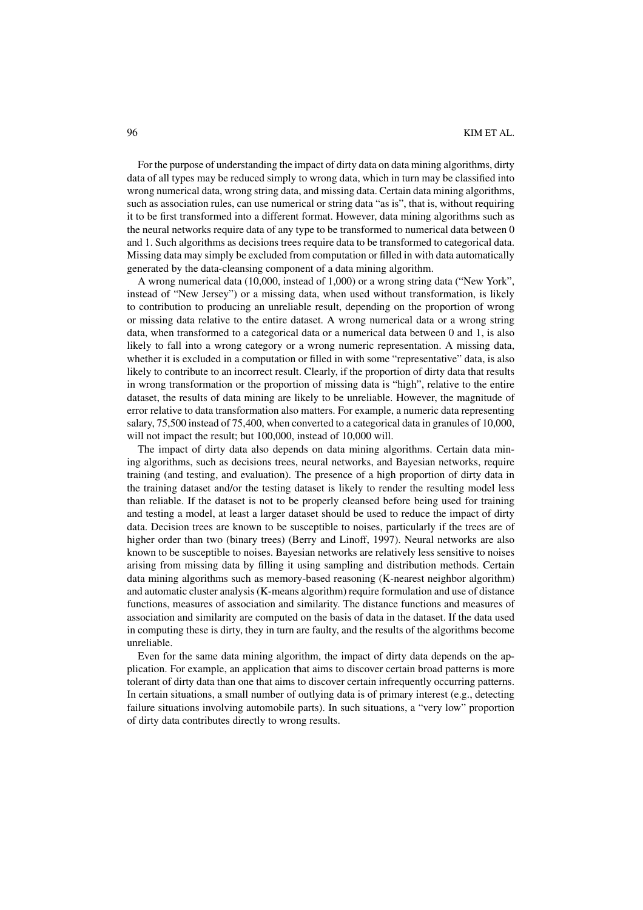For the purpose of understanding the impact of dirty data on data mining algorithms, dirty data of all types may be reduced simply to wrong data, which in turn may be classified into wrong numerical data, wrong string data, and missing data. Certain data mining algorithms, such as association rules, can use numerical or string data "as is", that is, without requiring it to be first transformed into a different format. However, data mining algorithms such as the neural networks require data of any type to be transformed to numerical data between 0 and 1. Such algorithms as decisions trees require data to be transformed to categorical data. Missing data may simply be excluded from computation or filled in with data automatically generated by the data-cleansing component of a data mining algorithm.

A wrong numerical data (10,000, instead of 1,000) or a wrong string data ("New York", instead of "New Jersey") or a missing data, when used without transformation, is likely to contribution to producing an unreliable result, depending on the proportion of wrong or missing data relative to the entire dataset. A wrong numerical data or a wrong string data, when transformed to a categorical data or a numerical data between 0 and 1, is also likely to fall into a wrong category or a wrong numeric representation. A missing data, whether it is excluded in a computation or filled in with some "representative" data, is also likely to contribute to an incorrect result. Clearly, if the proportion of dirty data that results in wrong transformation or the proportion of missing data is "high", relative to the entire dataset, the results of data mining are likely to be unreliable. However, the magnitude of error relative to data transformation also matters. For example, a numeric data representing salary, 75,500 instead of 75,400, when converted to a categorical data in granules of 10,000, will not impact the result; but 100,000, instead of 10,000 will.

The impact of dirty data also depends on data mining algorithms. Certain data mining algorithms, such as decisions trees, neural networks, and Bayesian networks, require training (and testing, and evaluation). The presence of a high proportion of dirty data in the training dataset and/or the testing dataset is likely to render the resulting model less than reliable. If the dataset is not to be properly cleansed before being used for training and testing a model, at least a larger dataset should be used to reduce the impact of dirty data. Decision trees are known to be susceptible to noises, particularly if the trees are of higher order than two (binary trees) (Berry and Linoff, 1997). Neural networks are also known to be susceptible to noises. Bayesian networks are relatively less sensitive to noises arising from missing data by filling it using sampling and distribution methods. Certain data mining algorithms such as memory-based reasoning (K-nearest neighbor algorithm) and automatic cluster analysis (K-means algorithm) require formulation and use of distance functions, measures of association and similarity. The distance functions and measures of association and similarity are computed on the basis of data in the dataset. If the data used in computing these is dirty, they in turn are faulty, and the results of the algorithms become unreliable.

Even for the same data mining algorithm, the impact of dirty data depends on the application. For example, an application that aims to discover certain broad patterns is more tolerant of dirty data than one that aims to discover certain infrequently occurring patterns. In certain situations, a small number of outlying data is of primary interest (e.g., detecting failure situations involving automobile parts). In such situations, a "very low" proportion of dirty data contributes directly to wrong results.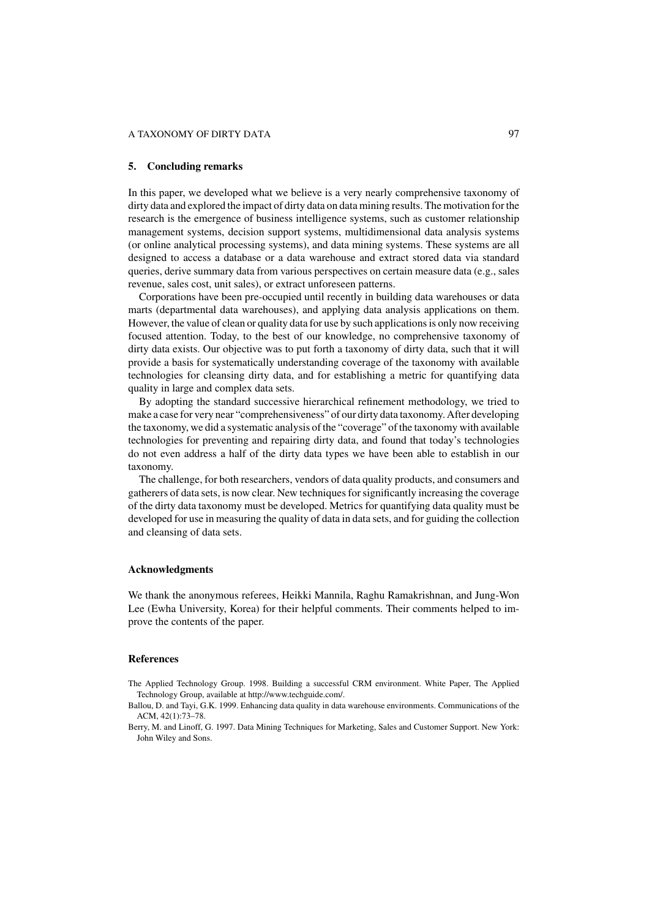## 5. Concluding remarks

In this paper, we developed what we believe is a very nearly comprehensive taxonomy of dirty data and explored the impact of dirty data on data mining results. The motivation for the research is the emergence of business intelligence systems, such as customer relationship management systems, decision support systems, multidimensional data analysis systems (or online analytical processing systems), and data mining systems. These systems are all designed to access a database or a data warehouse and extract stored data via standard queries, derive summary data from various perspectives on certain measure data (e.g., sales revenue, sales cost, unit sales), or extract unforeseen patterns.

Corporations have been pre-occupied until recently in building data warehouses or data marts (departmental data warehouses), and applying data analysis applications on them. However, the value of clean or quality data for use by such applications is only now receiving focused attention. Today, to the best of our knowledge, no comprehensive taxonomy of dirty data exists. Our objective was to put forth a taxonomy of dirty data, such that it will provide a basis for systematically understanding coverage of the taxonomy with available technologies for cleansing dirty data, and for establishing a metric for quantifying data quality in large and complex data sets.

By adopting the standard successive hierarchical refinement methodology, we tried to make a case for very near "comprehensiveness" of our dirty data taxonomy. After developing the taxonomy, we did a systematic analysis of the "coverage" of the taxonomy with available technologies for preventing and repairing dirty data, and found that today's technologies do not even address a half of the dirty data types we have been able to establish in our taxonomy.

The challenge, for both researchers, vendors of data quality products, and consumers and gatherers of data sets, is now clear. New techniques for significantly increasing the coverage of the dirty data taxonomy must be developed. Metrics for quantifying data quality must be developed for use in measuring the quality of data in data sets, and for guiding the collection and cleansing of data sets.

## Acknowledgments

We thank the anonymous referees, Heikki Mannila, Raghu Ramakrishnan, and Jung-Won Lee (Ewha University, Korea) for their helpful comments. Their comments helped to improve the contents of the paper.

## References

The Applied Technology Group. 1998. Building a successful CRM environment. White Paper, The Applied Technology Group, available at http://www.techguide.com/.

Ballou, D. and Tayi, G.K. 1999. Enhancing data quality in data warehouse environments. Communications of the ACM, 42(1):73–78.

Berry, M. and Linoff, G. 1997. Data Mining Techniques for Marketing, Sales and Customer Support. New York: John Wiley and Sons.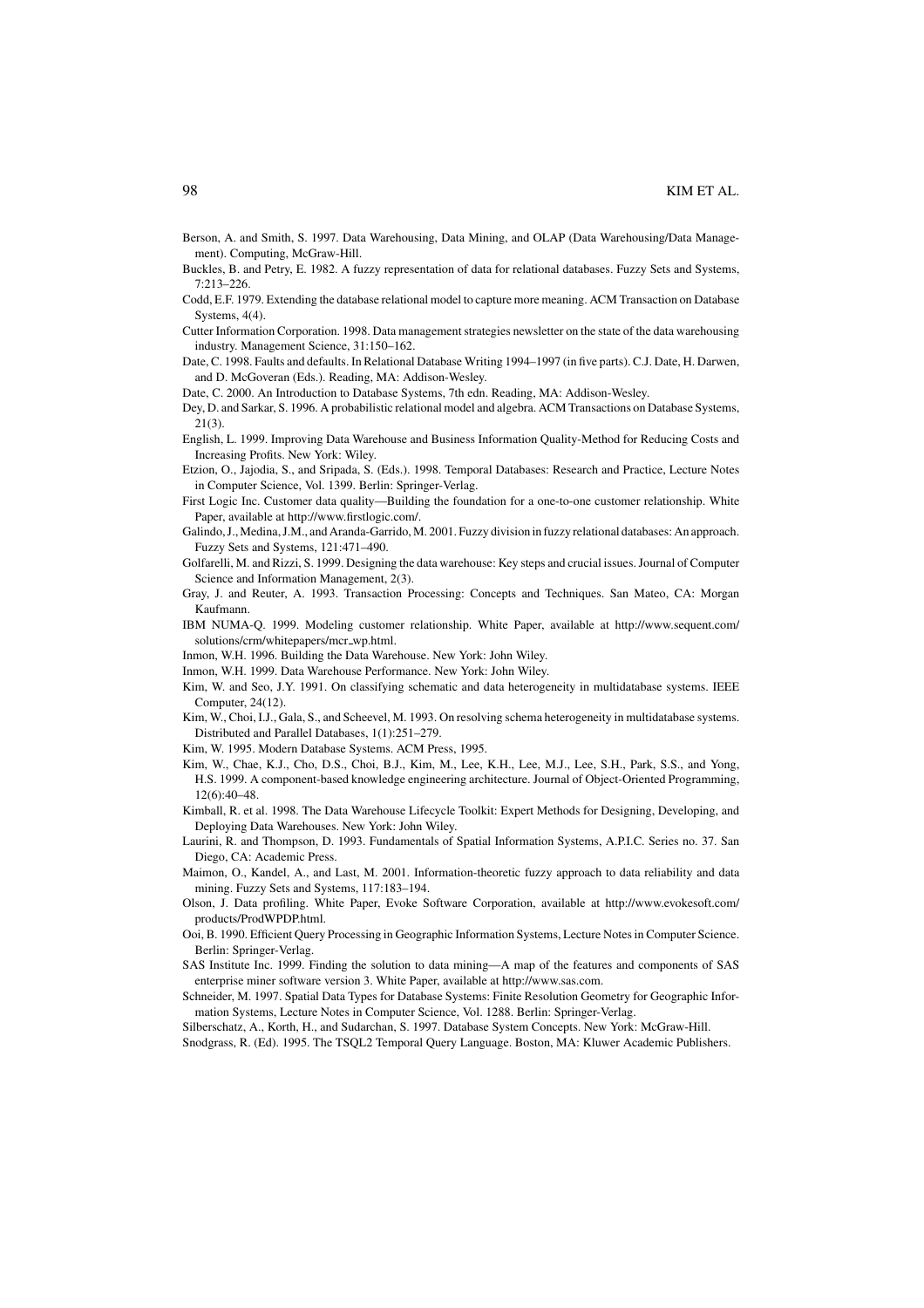Berson, A. and Smith, S. 1997. Data Warehousing, Data Mining, and OLAP (Data Warehousing/Data Management). Computing, McGraw-Hill.

Buckles, B. and Petry, E. 1982. A fuzzy representation of data for relational databases. Fuzzy Sets and Systems, 7:213–226.

Codd, E.F. 1979. Extending the database relational model to capture more meaning. ACM Transaction on Database Systems, 4(4).

Cutter Information Corporation. 1998. Data management strategies newsletter on the state of the data warehousing industry. Management Science, 31:150–162.

Date, C. 1998. Faults and defaults. In Relational Database Writing 1994–1997 (in five parts). C.J. Date, H. Darwen, and D. McGoveran (Eds.). Reading, MA: Addison-Wesley.

Date, C. 2000. An Introduction to Database Systems, 7th edn. Reading, MA: Addison-Wesley.

Dey, D. and Sarkar, S. 1996. A probabilistic relational model and algebra. ACM Transactions on Database Systems, 21(3).

English, L. 1999. Improving Data Warehouse and Business Information Quality-Method for Reducing Costs and Increasing Profits. New York: Wiley.

Etzion, O., Jajodia, S., and Sripada, S. (Eds.). 1998. Temporal Databases: Research and Practice, Lecture Notes in Computer Science, Vol. 1399. Berlin: Springer-Verlag.

First Logic Inc. Customer data quality—Building the foundation for a one-to-one customer relationship. White Paper, available at http://www.firstlogic.com/.

Galindo, J., Medina, J.M., and Aranda-Garrido, M. 2001. Fuzzy division in fuzzy relational databases: An approach. Fuzzy Sets and Systems, 121:471–490.

Golfarelli, M. and Rizzi, S. 1999. Designing the data warehouse: Key steps and crucial issues. Journal of Computer Science and Information Management, 2(3).

Gray, J. and Reuter, A. 1993. Transaction Processing: Concepts and Techniques. San Mateo, CA: Morgan Kaufmann.

IBM NUMA-Q. 1999. Modeling customer relationship. White Paper, available at http://www.sequent.com/solutions/crm/whitepapers/mcr_wp.html.

Inmon, W.H. 1996. Building the Data Warehouse. New York: John Wiley.

Inmon, W.H. 1999. Data Warehouse Performance. New York: John Wiley.

Kim, W. and Seo, J.Y. 1991. On classifying schematic and data heterogeneity in multidatabase systems. IEEE Computer, 24(12).

Kim, W., Choi, I.J., Gala, S., and Scheevel, M. 1993. On resolving schema heterogeneity in multidatabase systems. Distributed and Parallel Databases, 1(1):251–279.

Kim, W. 1995. Modern Database Systems. ACM Press, 1995.

Kim, W., Chae, K.J., Cho, D.S., Choi, B.J., Kim, M., Lee, K.H., Lee, M.J., Lee, S.H., Park, S.S., and Yong, H.S. 1999. A component-based knowledge engineering architecture. Journal of Object-Oriented Programming, 12(6):40–48.

Kimball, R. et al. 1998. The Data Warehouse Lifecycle Toolkit: Expert Methods for Designing, Developing, and Deploying Data Warehouses. New York: John Wiley.

Laurini, R. and Thompson, D. 1993. Fundamentals of Spatial Information Systems, A.P.I.C. Series no. 37. San Diego, CA: Academic Press.

Maimon, O., Kandel, A., and Last, M. 2001. Information-theoretic fuzzy approach to data reliability and data mining. Fuzzy Sets and Systems, 117:183–194.

Olson, J. Data profiling. White Paper, Evoke Software Corporation, available at http://www.evokesoft.com/products/ProdWPDP.html.

Ooi, B. 1990. Efficient Query Processing in Geographic Information Systems, Lecture Notes in Computer Science. Berlin: Springer-Verlag.

SAS Institute Inc. 1999. Finding the solution to data mining—A map of the features and components of SAS enterprise miner software version 3. White Paper, available at http://www.sas.com.

Schneider, M. 1997. Spatial Data Types for Database Systems: Finite Resolution Geometry for Geographic Information Systems, Lecture Notes in Computer Science, Vol. 1288. Berlin: Springer-Verlag.

Silberschatz, A., Korth, H., and Sudarchan, S. 1997. Database System Concepts. New York: McGraw-Hill.

Snodgrass, R. (Ed). 1995. The TSQL2 Temporal Query Language. Boston, MA: Kluwer Academic Publishers.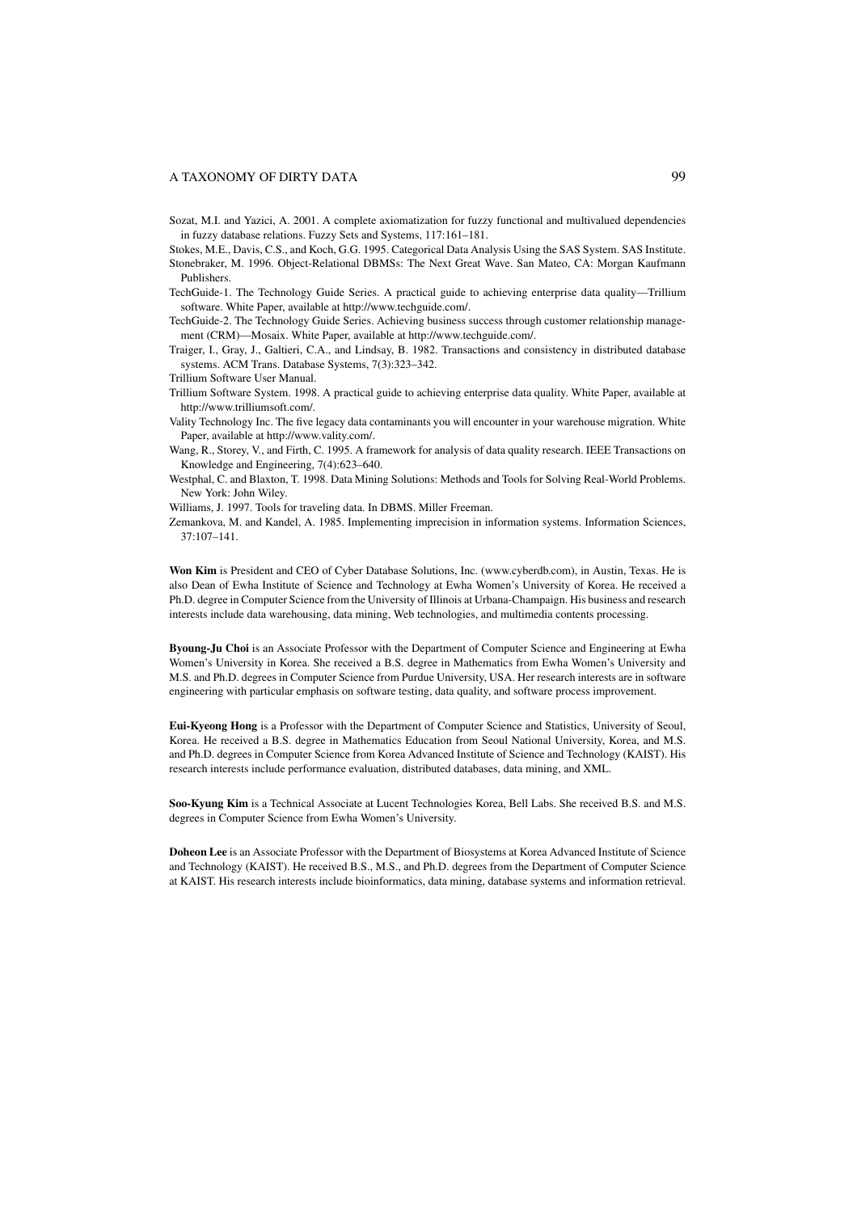Sozat, M.I. and Yazici, A. 2001. A complete axiomatization for fuzzy functional and multivalued dependencies in fuzzy database relations. Fuzzy Sets and Systems, 117:161–181.

Stokes, M.E., Davis, C.S., and Koch, G.G. 1995. Categorical Data Analysis Using the SAS System. SAS Institute.

Stonebraker, M. 1996. Object-Relational DBMSs: The Next Great Wave. San Mateo, CA: Morgan Kaufmann Publishers.

TechGuide-1. The Technology Guide Series. A practical guide to achieving enterprise data quality—Trillium software. White Paper, available at http://www.techguide.com/.

TechGuide-2. The Technology Guide Series. Achieving business success through customer relationship management (CRM)—Mosaix. White Paper, available at http://www.techguide.com/.

Traiger, I., Gray, J., Galtieri, C.A., and Lindsay, B. 1982. Transactions and consistency in distributed database systems. ACM Trans. Database Systems, 7(3):323–342.

Trillium Software User Manual.

Trillium Software System. 1998. A practical guide to achieving enterprise data quality. White Paper, available at http://www.trilliumsoft.com/.

Vality Technology Inc. The five legacy data contaminants you will encounter in your warehouse migration. White Paper, available at http://www.vality.com/.

Wang, R., Storey, V., and Firth, C. 1995. A framework for analysis of data quality research. IEEE Transactions on Knowledge and Engineering, 7(4):623–640.

Westphal, C. and Blaxton, T. 1998. Data Mining Solutions: Methods and Tools for Solving Real-World Problems. New York: John Wiley.

Williams, J. 1997. Tools for traveling data. In DBMS. Miller Freeman.

Zemankova, M. and Kandel, A. 1985. Implementing imprecision in information systems. Information Sciences, 37:107–141.

**Won Kim** is President and CEO of Cyber Database Solutions, Inc. (www.cyberdb.com), in Austin, Texas. He is also Dean of Ewha Institute of Science and Technology at Ewha Women's University of Korea. He received a Ph.D. degree in Computer Science from the University of Illinois at Urbana-Champaign. His business and research interests include data warehousing, data mining, Web technologies, and multimedia contents processing.

**Byoung-Ju Choi** is an Associate Professor with the Department of Computer Science and Engineering at Ewha Women's University in Korea. She received a B.S. degree in Mathematics from Ewha Women's University and M.S. and Ph.D. degrees in Computer Science from Purdue University, USA. Her research interests are in software engineering with particular emphasis on software testing, data quality, and software process improvement.

**Eui-Kyeong Hong** is a Professor with the Department of Computer Science and Statistics, University of Seoul, Korea. He received a B.S. degree in Mathematics Education from Seoul National University, Korea, and M.S. and Ph.D. degrees in Computer Science from Korea Advanced Institute of Science and Technology (KAIST). His research interests include performance evaluation, distributed databases, data mining, and XML.

**Soo-Kyung Kim** is a Technical Associate at Lucent Technologies Korea, Bell Labs. She received B.S. and M.S. degrees in Computer Science from Ewha Women's University.

**Doheon Lee** is an Associate Professor with the Department of Biosystems at Korea Advanced Institute of Science and Technology (KAIST). He received B.S., M.S., and Ph.D. degrees from the Department of Computer Science at KAIST. His research interests include bioinformatics, data mining, database systems and information retrieval.